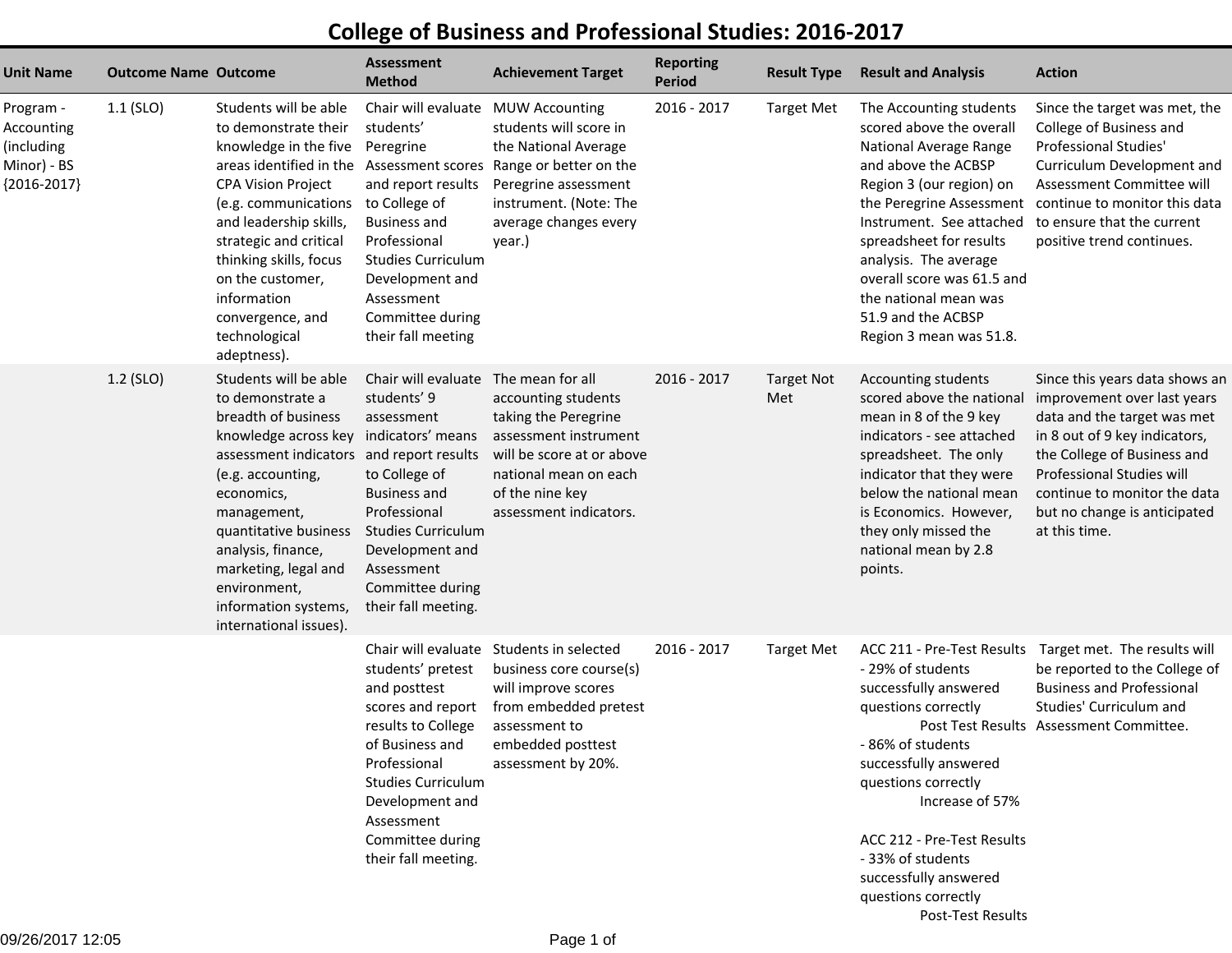# College of Business and Professional Studies: 2016-2017

| Unit Name | Outcome Name | Outcome | Assessment Method | Achievement Target | Reporting Period | Result Type | Result and Analysis | Action |
|---|---|---|---|---|---|---|---|---|
| Program - Accounting (including Minor) - BS {2016-2017} | 1.1 (SLO) | Students will be able to demonstrate their knowledge in the five areas identified in the CPA Vision Project (e.g. communications and leadership skills, strategic and critical thinking skills, focus on the customer, information convergence, and technological adeptness). | Chair will evaluate students' Peregrine Assessment scores and report results to College of Business and Professional Studies Curriculum Development and Assessment Committee during their fall meeting | MUW Accounting students will score in the National Average Range or better on the Peregrine assessment instrument. (Note: The average changes every year.) | 2016 - 2017 | Target Met | The Accounting students scored above the overall National Average Range and above the ACBSP Region 3 (our region) on the Peregrine Assessment Instrument. See attached spreadsheet for results analysis. The average overall score was 61.5 and the national mean was 51.9 and the ACBSP Region 3 mean was 51.8. | Since the target was met, the College of Business and Professional Studies' Curriculum Development and Assessment Committee will continue to monitor this data to ensure that the current positive trend continues. |
| | 1.2 (SLO) | Students will be able to demonstrate a breadth of business knowledge across key assessment indicators (e.g. accounting, economics, management, quantitative business analysis, finance, marketing, legal and environment, information systems, international issues). | Chair will evaluate students' 9 assessment indicators' means and report results to College of Business and Professional Studies Curriculum Development and Assessment Committee during their fall meeting. | The mean for all accounting students taking the Peregrine assessment instrument will be score at or above national mean on each of the nine key assessment indicators. | 2016 - 2017 | Target Not Met | Accounting students scored above the national mean in 8 of the 9 key indicators - see attached spreadsheet. The only indicator that they were below the national mean is Economics. However, they only missed the national mean by 2.8 points. | Since this years data shows an improvement over last years data and the target was met in 8 out of 9 key indicators, the College of Business and Professional Studies will continue to monitor the data but no change is anticipated at this time. |
| | | | Chair will evaluate students' pretest and posttest scores and report results to College of Business and Professional Studies Curriculum Development and Assessment Committee during their fall meeting. | Students in selected business core course(s) will improve scores from embedded pretest assessment to embedded posttest assessment by 20%. | 2016 - 2017 | Target Met | ACC 211 - Pre-Test Results - 29% of students successfully answered questions correctly<br>Post Test Results - 86% of students successfully answered questions correctly<br>Increase of 57%<br><br>ACC 212 - Pre-Test Results - 33% of students successfully answered questions correctly<br>Post-Test Results | Target met. The results will be reported to the College of Business and Professional Studies' Curriculum and Assessment Committee. |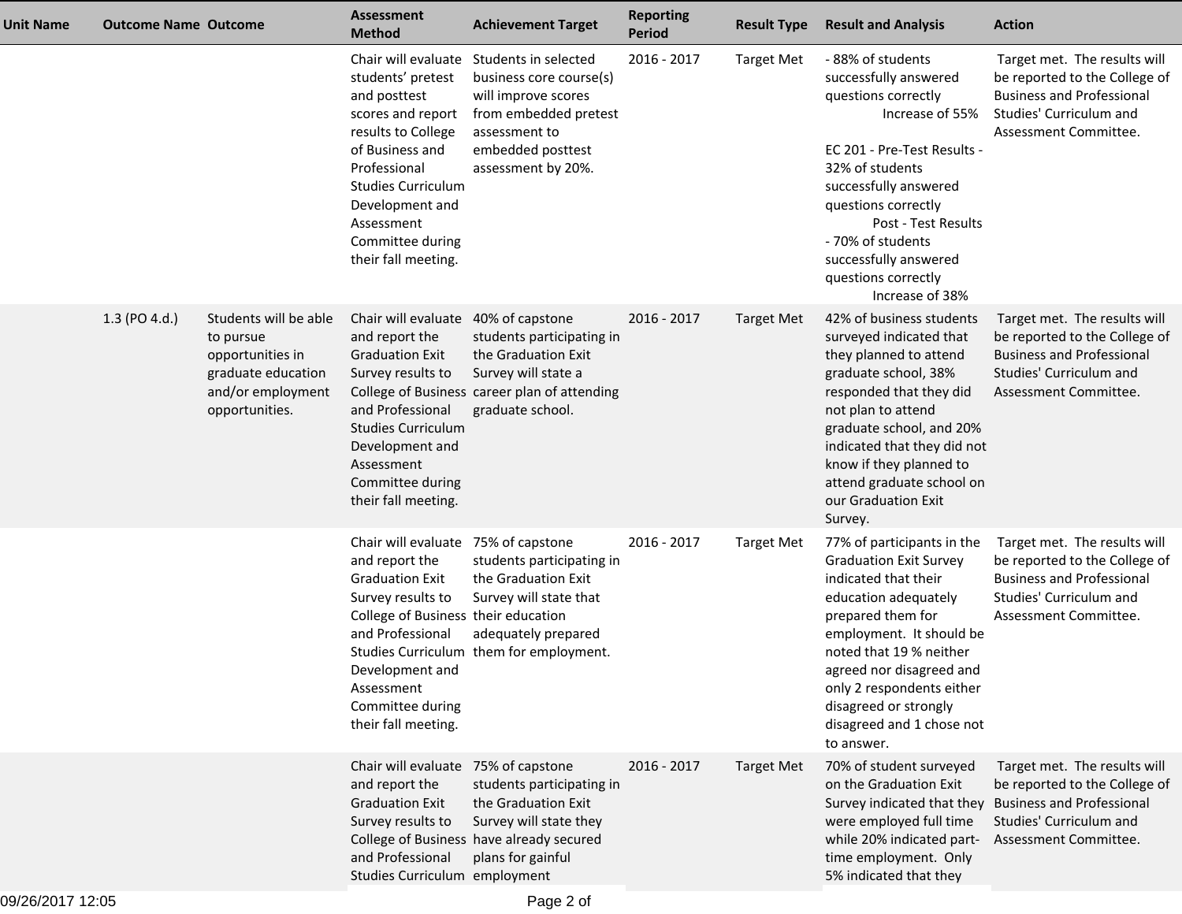| Unit Name | Outcome Name | Outcome | Assessment Method | Achievement Target | Reporting Period | Result Type | Result and Analysis | Action |
|---|---|---|---|---|---|---|---|---|
| | | | Chair will evaluate students' pretest and posttest scores and report results to College of Business and Professional Studies Curriculum Development and Assessment Committee during their fall meeting. | Students in selected business core course(s) will improve scores from embedded pretest assessment to embedded posttest assessment by 20%. | 2016 - 2017 | Target Met | - 88% of students successfully answered questions correctly Increase of 55% <br><br> EC 201 - Pre-Test Results - 32% of students successfully answered questions correctly Post - Test Results - 70% of students successfully answered questions correctly Increase of 38% | Target met. The results will be reported to the College of Business and Professional Studies' Curriculum and Assessment Committee. |
| | 1.3 (PO 4.d.) | Students will be able to pursue opportunities in graduate education and/or employment opportunities. | Chair will evaluate and report the Graduation Exit Survey results to College of Business and Professional Studies Curriculum Development and Assessment Committee during their fall meeting. | 40% of capstone students participating in the Graduation Exit Survey will state a career plan of attending graduate school. | 2016 - 2017 | Target Met | 42% of business students surveyed indicated that they planned to attend graduate school, 38% responded that they did not plan to attend graduate school, and 20% indicated that they did not know if they planned to attend graduate school on our Graduation Exit Survey. | Target met. The results will be reported to the College of Business and Professional Studies' Curriculum and Assessment Committee. |
| | | | Chair will evaluate and report the Graduation Exit Survey results to College of Business and Professional Studies Curriculum Development and Assessment Committee during their fall meeting. | 75% of capstone students participating in the Graduation Exit Survey will state that their education adequately prepared them for employment. | 2016 - 2017 | Target Met | 77% of participants in the Graduation Exit Survey indicated that their education adequately prepared them for employment. It should be noted that 19 % neither agreed nor disagreed and only 2 respondents either disagreed or strongly disagreed and 1 chose not to answer. | Target met. The results will be reported to the College of Business and Professional Studies' Curriculum and Assessment Committee. |
| | | | Chair will evaluate and report the Graduation Exit Survey results to College of Business and Professional Studies Curriculum | 75% of capstone students participating in the Graduation Exit Survey will state they have already secured plans for gainful employment | 2016 - 2017 | Target Met | 70% of student surveyed on the Graduation Exit Survey indicated that they were employed full time while 20% indicated part-time employment. Only 5% indicated that they | Target met. The results will be reported to the College of Business and Professional Studies' Curriculum and Assessment Committee. |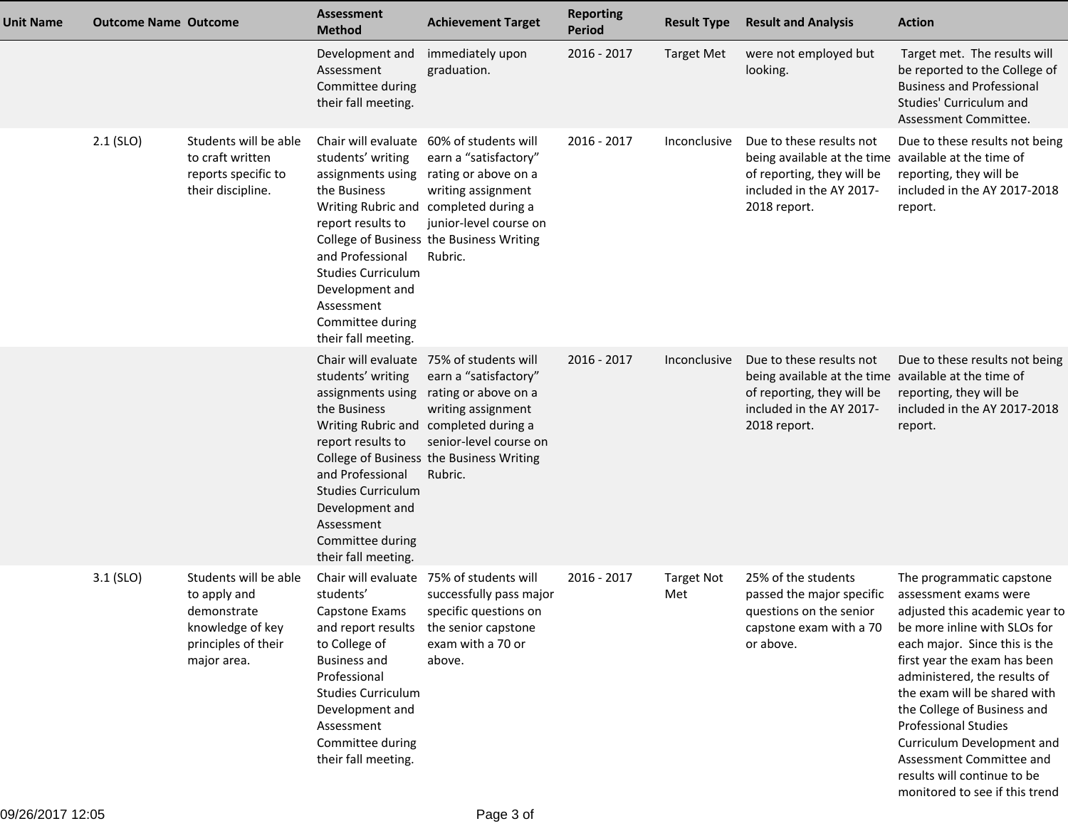| Unit Name | Outcome Name | Outcome | Assessment Method | Achievement Target | Reporting Period | Result Type | Result and Analysis | Action |
| --- | --- | --- | --- | --- | --- | --- | --- | --- |
| | | | Development and Assessment Committee during their fall meeting. | immediately upon graduation. | 2016 - 2017 | Target Met | were not employed but looking. | Target met. The results will be reported to the College of Business and Professional Studies' Curriculum and Assessment Committee. |
| | 2.1 (SLO) | Students will be able to craft written reports specific to their discipline. | Chair will evaluate students' writing assignments using the Business Writing Rubric and report results to College of Business and Professional Studies Curriculum Development and Assessment Committee during their fall meeting. | 60% of students will earn a "satisfactory" rating or above on a writing assignment completed during a junior-level course on the Business Writing Rubric. | 2016 - 2017 | Inconclusive | Due to these results not being available at the time of reporting, they will be included in the AY 2017-2018 report. | Due to these results not being available at the time of reporting, they will be included in the AY 2017-2018 report. |
| | | | Chair will evaluate students' writing assignments using the Business Writing Rubric and report results to College of Business and Professional Studies Curriculum Development and Assessment Committee during their fall meeting. | 75% of students will earn a "satisfactory" rating or above on a writing assignment completed during a senior-level course on the Business Writing Rubric. | 2016 - 2017 | Inconclusive | Due to these results not being available at the time of reporting, they will be included in the AY 2017-2018 report. | Due to these results not being available at the time of reporting, they will be included in the AY 2017-2018 report. |
| | 3.1 (SLO) | Students will be able to apply and demonstrate knowledge of key principles of their major area. | Chair will evaluate students' Capstone Exams and report results to College of Business and Professional Studies Curriculum Development and Assessment Committee during their fall meeting. | 75% of students will successfully pass major specific questions on the senior capstone exam with a 70 or above. | 2016 - 2017 | Target Not Met | 25% of the students passed the major specific questions on the senior capstone exam with a 70 or above. | The programmatic capstone assessment exams were adjusted this academic year to be more inline with SLOs for each major. Since this is the first year the exam has been administered, the results of the exam will be shared with the College of Business and Professional Studies Curriculum Development and Assessment Committee and results will continue to be monitored to see if this trend |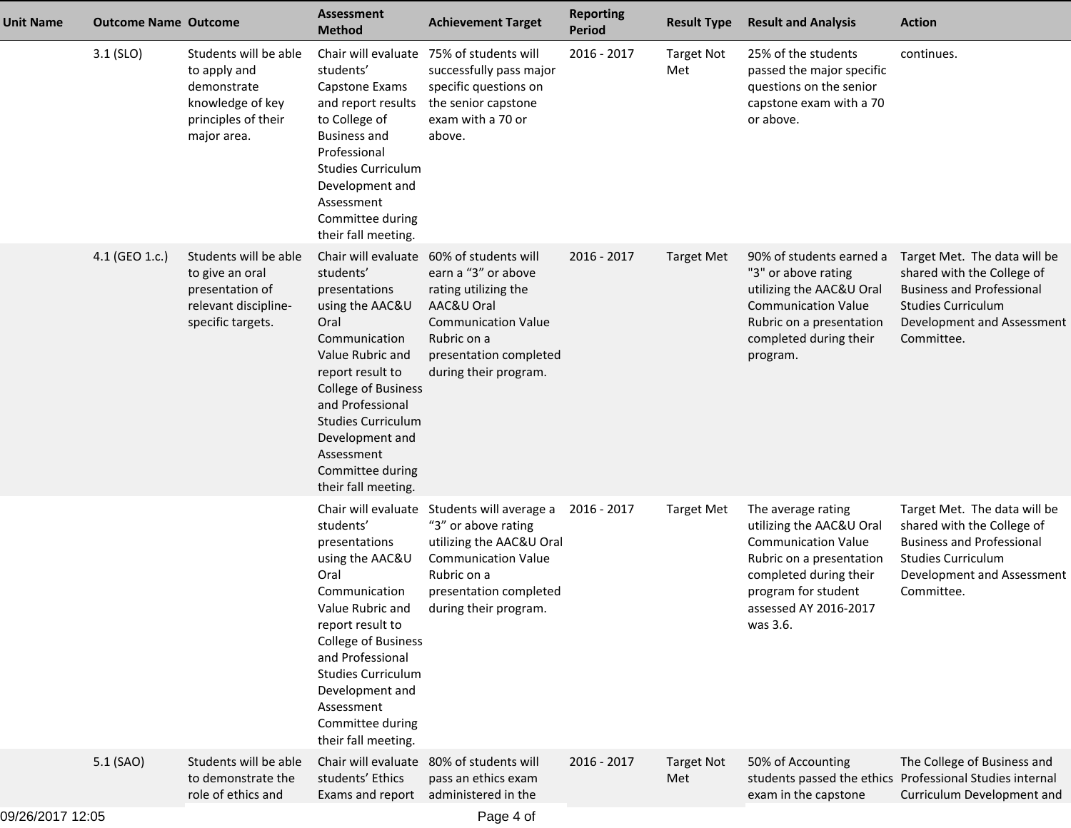| Unit Name | Outcome Name | Outcome | Assessment Method | Achievement Target | Reporting Period | Result Type | Result and Analysis | Action |
|---|---|---|---|---|---|---|---|---|
| | 3.1 (SLO) | Students will be able to apply and demonstrate knowledge of key principles of their major area. | Chair will evaluate students' Capstone Exams and report results to College of Business and Professional Studies Curriculum Development and Assessment Committee during their fall meeting. | 75% of students will successfully pass major specific questions on the senior capstone exam with a 70 or above. | 2016 - 2017 | Target Not Met | 25% of the students passed the major specific questions on the senior capstone exam with a 70 or above. | continues. |
| | 4.1 (GEO 1.c.) | Students will be able to give an oral presentation of relevant discipline-specific targets. | Chair will evaluate students' presentations using the AAC&U Oral Communication Value Rubric and report result to College of Business and Professional Studies Curriculum Development and Assessment Committee during their fall meeting. | 60% of students will earn a "3" or above rating utilizing the AAC&U Oral Communication Value Rubric on a presentation completed during their program. | 2016 - 2017 | Target Met | 90% of students earned a "3" or above rating utilizing the AAC&U Oral Communication Value Rubric on a presentation completed during their program. | Target Met. The data will be shared with the College of Business and Professional Studies Curriculum Development and Assessment Committee. |
| | | | Chair will evaluate students' presentations using the AAC&U Oral Communication Value Rubric and report result to College of Business and Professional Studies Curriculum Development and Assessment Committee during their fall meeting. | Students will average a "3" or above rating utilizing the AAC&U Oral Communication Value Rubric on a presentation completed during their program. | 2016 - 2017 | Target Met | The average rating utilizing the AAC&U Oral Communication Value Rubric on a presentation completed during their program for student assessed AY 2016-2017 was 3.6. | Target Met. The data will be shared with the College of Business and Professional Studies Curriculum Development and Assessment Committee. |
| | 5.1 (SAO) | Students will be able to demonstrate the role of ethics and | Chair will evaluate students' Ethics Exams and report | 80% of students will pass an ethics exam administered in the | 2016 - 2017 | Target Not Met | 50% of Accounting students passed the ethics exam in the capstone | The College of Business and Professional Studies internal Curriculum Development and |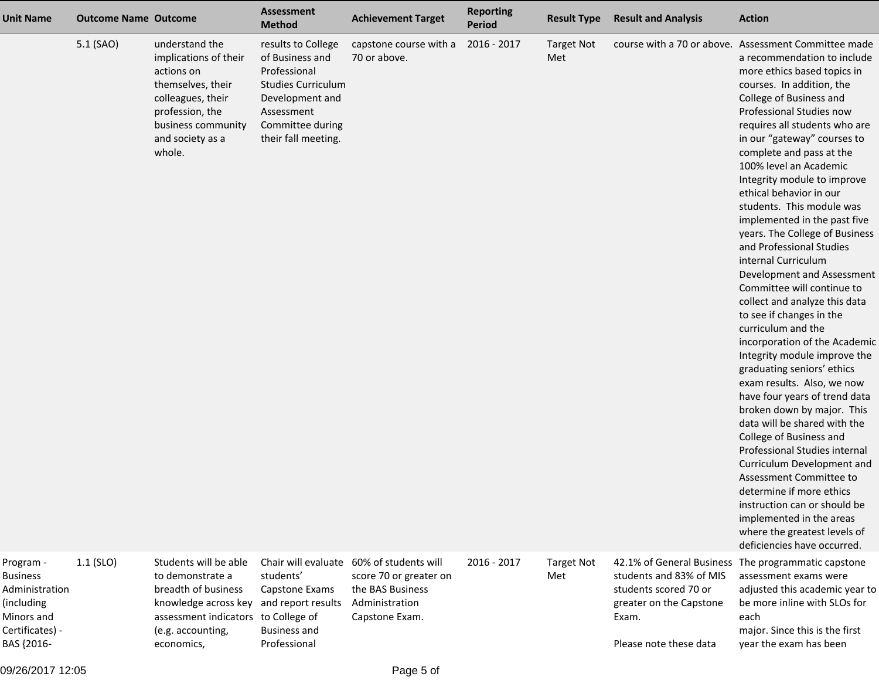| Unit Name | Outcome Name | Outcome | Assessment Method | Achievement Target | Reporting Period | Result Type | Result and Analysis | Action |
|---|---|---|---|---|---|---|---|---|
| | 5.1 (SAO) | understand the implications of their actions on themselves, their colleagues, their profession, the business community and society as a whole. | results to College of Business and Professional Studies Curriculum Development and Assessment Committee during their fall meeting. | capstone course with a 70 or above. | 2016 - 2017 | Target Not Met | course with a 70 or above. | Assessment Committee made a recommendation to include more ethics based topics in courses. In addition, the College of Business and Professional Studies now requires all students who are in our "gateway" courses to complete and pass at the 100% level an Academic Integrity module to improve ethical behavior in our students. This module was implemented in the past five years. The College of Business and Professional Studies internal Curriculum Development and Assessment Committee will continue to collect and analyze this data to see if changes in the curriculum and the incorporation of the Academic Integrity module improve the graduating seniors' ethics exam results. Also, we now have four years of trend data broken down by major. This data will be shared with the College of Business and Professional Studies internal Curriculum Development and Assessment Committee to determine if more ethics instruction can or should be implemented in the areas where the greatest levels of deficiencies have occurred. |
| Program - Business Administration (including Minors and Certificates) - BAS {2016- | 1.1 (SLO) | Students will be able to demonstrate a breadth of business knowledge across key assessment indicators (e.g. accounting, economics, | Chair will evaluate students' Capstone Exams and report results to College of Business and Professional | 60% of students will score 70 or greater on the BAS Business Administration Capstone Exam. | 2016 - 2017 | Target Not Met | 42.1% of General Business students and 83% of MIS students scored 70 or greater on the Capstone Exam.<br><br>Please note these data | The programmatic capstone assessment exams were adjusted this academic year to be more inline with SLOs for each major. Since this is the first year the exam has been |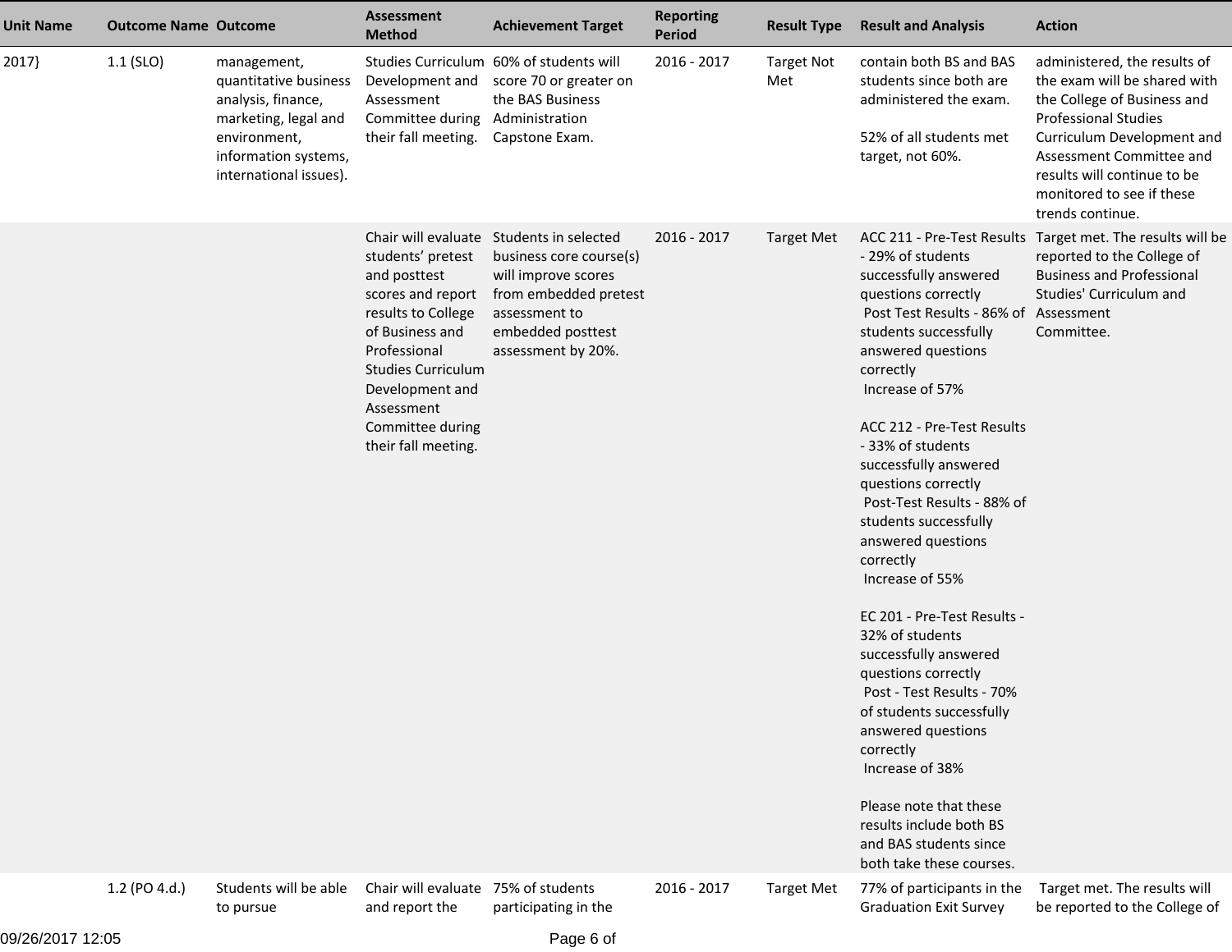| Unit Name | Outcome Name | Outcome | Assessment Method | Achievement Target | Reporting Period | Result Type | Result and Analysis | Action |
|---|---|---|---|---|---|---|---|---|
| 2017} | 1.1 (SLO) | management, quantitative business analysis, finance, marketing, legal and environment, information systems, international issues). | Studies Curriculum Development and Assessment Committee during their fall meeting. | 60% of students will score 70 or greater on the BAS Business Administration Capstone Exam. | 2016 - 2017 | Target Not Met | contain both BS and BAS students since both are administered the exam.<br><br>52% of all students met target, not 60%. | administered, the results of the exam will be shared with the College of Business and Professional Studies Curriculum Development and Assessment Committee and results will continue to be monitored to see if these trends continue. |
| | | | Chair will evaluate students' pretest and posttest scores and report results to College of Business and Professional Studies Curriculum Development and Assessment Committee during their fall meeting. | Students in selected business core course(s) will improve scores from embedded pretest assessment to embedded posttest assessment by 20%. | 2016 - 2017 | Target Met | ACC 211 - Pre-Test Results - 29% of students successfully answered questions correctly<br>Post Test Results - 86% of students successfully answered questions correctly<br>Increase of 57%<br><br>ACC 212 - Pre-Test Results - 33% of students successfully answered questions correctly<br>Post-Test Results - 88% of students successfully answered questions correctly<br>Increase of 55%<br><br>EC 201 - Pre-Test Results - 32% of students successfully answered questions correctly<br>Post - Test Results - 70% of students successfully answered questions correctly<br>Increase of 38%<br><br>Please note that these results include both BS and BAS students since both take these courses. | Target met. The results will be reported to the College of Business and Professional Studies' Curriculum and Assessment Committee. |
| | 1.2 (PO 4.d.) | Students will be able to pursue | Chair will evaluate and report the | 75% of students participating in the | 2016 - 2017 | Target Met | 77% of participants in the Graduation Exit Survey | Target met. The results will be reported to the College of |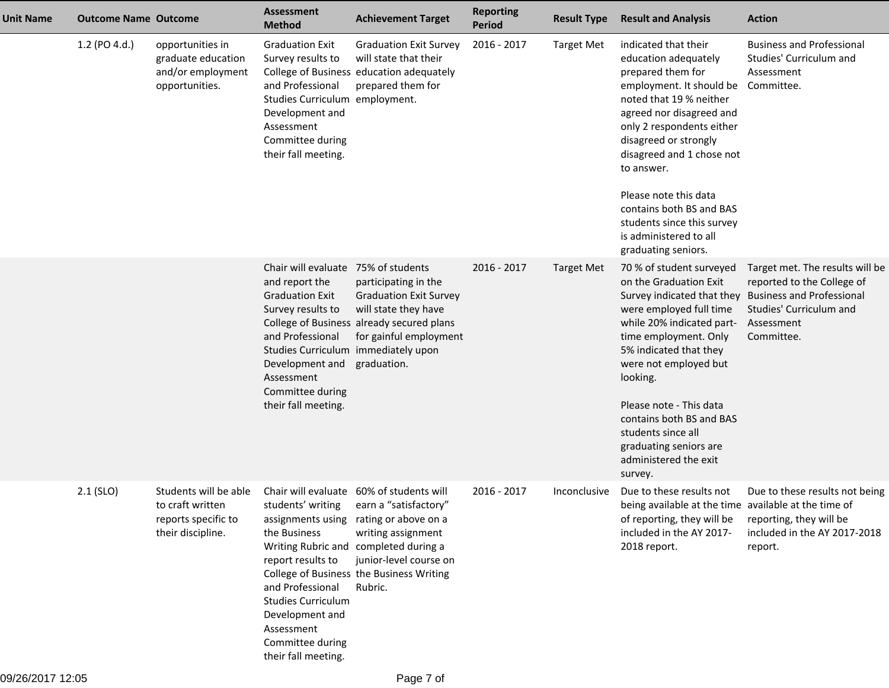| Unit Name | Outcome Name | Outcome | Assessment Method | Achievement Target | Reporting Period | Result Type | Result and Analysis | Action |
|---|---|---|---|---|---|---|---|---|
| | 1.2 (PO 4.d.) | opportunities in graduate education and/or employment opportunities. | Graduation Exit Survey results to College of Business and Professional Studies Curriculum Development and Assessment Committee during their fall meeting. | Graduation Exit Survey will state that their education adequately prepared them for employment. | 2016 - 2017 | Target Met | indicated that their education adequately prepared them for employment. It should be noted that 19 % neither agreed nor disagreed and only 2 respondents either disagreed or strongly disagreed and 1 chose not to answer.<br><br>Please note this data contains both BS and BAS students since this survey is administered to all graduating seniors. | Business and Professional Studies' Curriculum and Assessment Committee. |
| | | | Chair will evaluate and report the Graduation Exit Survey results to College of Business and Professional Studies Curriculum Development and Assessment Committee during their fall meeting. | 75% of students participating in the Graduation Exit Survey will state they have already secured plans for gainful employment immediately upon graduation. | 2016 - 2017 | Target Met | 70 % of student surveyed on the Graduation Exit Survey indicated that they were employed full time while 20% indicated part-time employment. Only 5% indicated that they were not employed but looking.<br><br>Please note - This data contains both BS and BAS students since all graduating seniors are administered the exit survey. | Target met. The results will be reported to the College of Business and Professional Studies' Curriculum and Assessment Committee. |
| | 2.1 (SLO) | Students will be able to craft written reports specific to their discipline. | Chair will evaluate students' writing assignments using the Business Writing Rubric and report results to College of Business and Professional Studies Curriculum Development and Assessment Committee during their fall meeting. | 60% of students will earn a "satisfactory" rating or above on a writing assignment completed during a junior-level course on the Business Writing Rubric. | 2016 - 2017 | Inconclusive | Due to these results not being available at the time of reporting, they will be included in the AY 2017-2018 report. | Due to these results not being available at the time of reporting, they will be included in the AY 2017-2018 report. |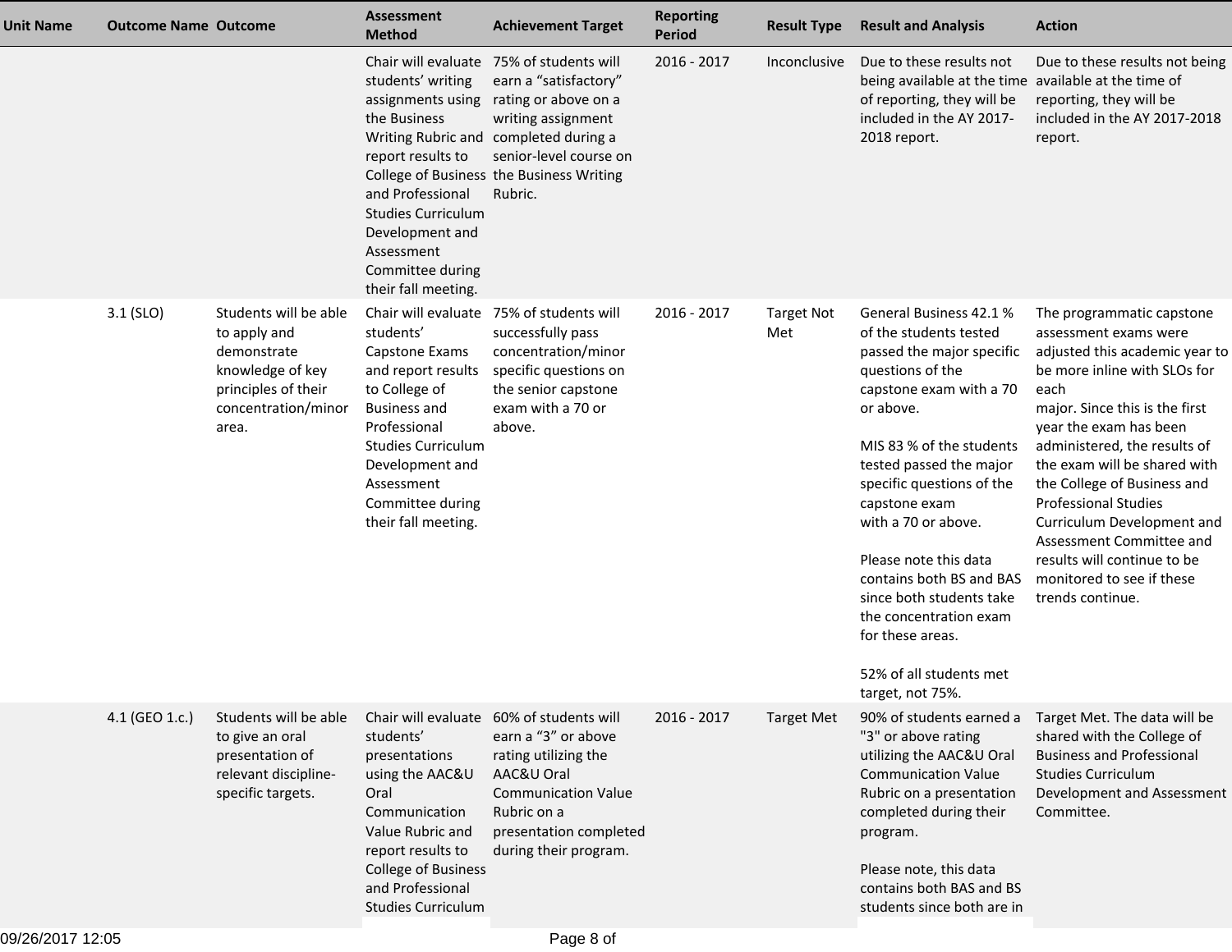| Unit Name | Outcome Name | Outcome | Assessment Method | Achievement Target | Reporting Period | Result Type | Result and Analysis | Action |
|---|---|---|---|---|---|---|---|---|
| | | | Chair will evaluate students' writing assignments using the Business Writing Rubric and report results to College of Business and Professional Studies Curriculum Development and Assessment Committee during their fall meeting. | 75% of students will earn a "satisfactory" rating or above on a writing assignment completed during a senior-level course on the Business Writing Rubric. | 2016 - 2017 | Inconclusive | Due to these results not being available at the time of reporting, they will be included in the AY 2017-2018 report. | Due to these results not being available at the time of reporting, they will be included in the AY 2017-2018 report. |
| | 3.1 (SLO) | Students will be able to apply and demonstrate knowledge of key principles of their concentration/minor area. | Chair will evaluate students' Capstone Exams and report results to College of Business and Professional Studies Curriculum Development and Assessment Committee during their fall meeting. | 75% of students will successfully pass concentration/minor specific questions on the senior capstone exam with a 70 or above. | 2016 - 2017 | Target Not Met | General Business 42.1 % of the students tested passed the major specific questions of the capstone exam with a 70 or above.<br><br>MIS 83 % of the students tested passed the major specific questions of the capstone exam with a 70 or above.<br><br>Please note this data contains both BS and BAS since both students take the concentration exam for these areas.<br><br>52% of all students met target, not 75%. | The programmatic capstone assessment exams were adjusted this academic year to be more inline with SLOs for each major. Since this is the first year the exam has been administered, the results of the exam will be shared with the College of Business and Professional Studies Curriculum Development and Assessment Committee and results will continue to be monitored to see if these trends continue. |
| | 4.1 (GEO 1.c.) | Students will be able to give an oral presentation of relevant discipline-specific targets. | Chair will evaluate students' presentations using the AAC&U Oral Communication Value Rubric and report results to College of Business and Professional Studies Curriculum | 60% of students will earn a "3" or above rating utilizing the AAC&U Oral Communication Value Rubric on a presentation completed during their program. | 2016 - 2017 | Target Met | 90% of students earned a "3" or above rating utilizing the AAC&U Oral Communication Value Rubric on a presentation completed during their program.<br><br>Please note, this data contains both BAS and BS students since both are in | Target Met. The data will be shared with the College of Business and Professional Studies Curriculum Development and Assessment Committee. |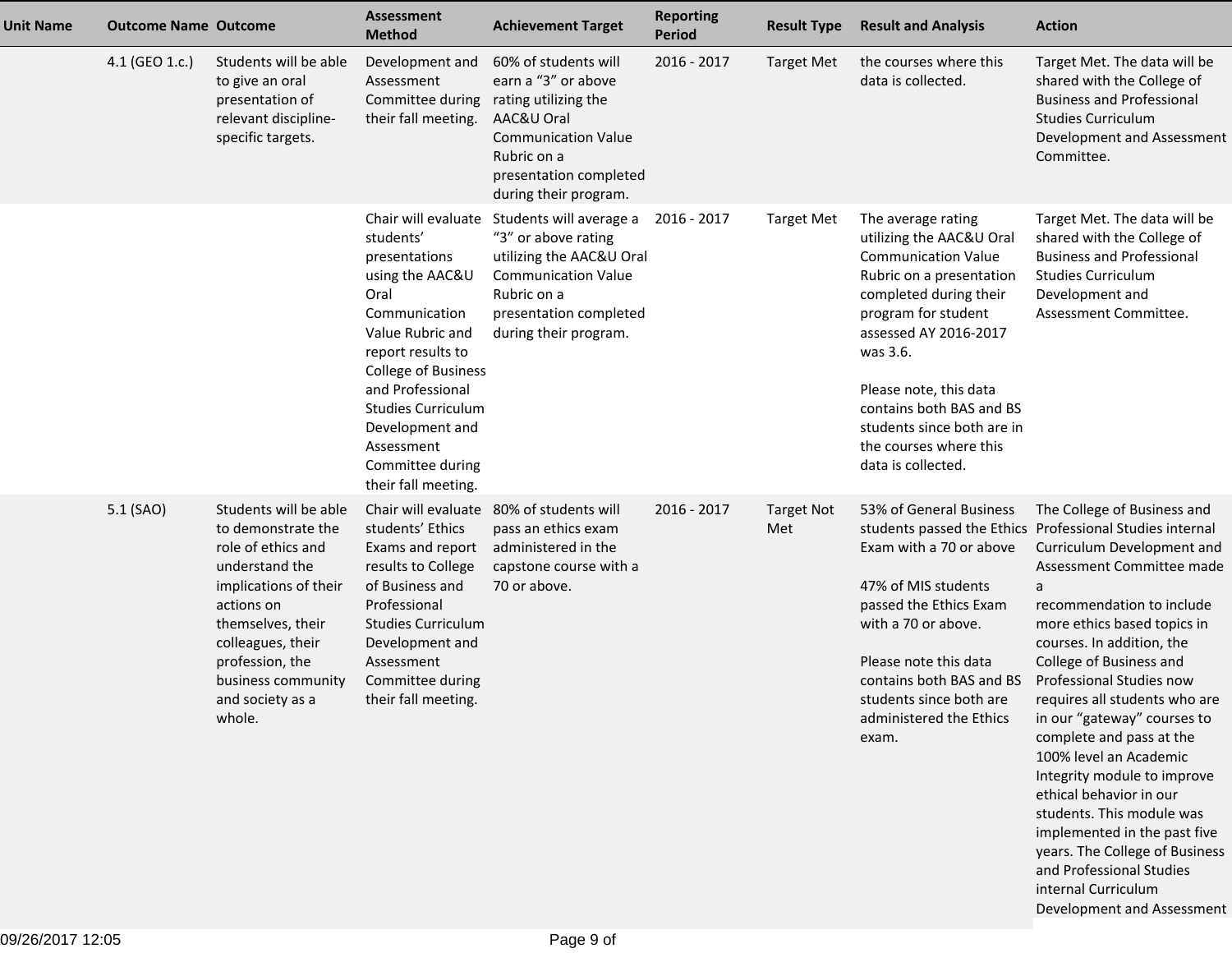| Unit Name | Outcome Name | Outcome | Assessment Method | Achievement Target | Reporting Period | Result Type | Result and Analysis | Action |
|---|---|---|---|---|---|---|---|---|
| | 4.1 (GEO 1.c.) | Students will be able to give an oral presentation of relevant discipline-specific targets. | Development and Assessment Committee during their fall meeting. | 60% of students will earn a "3" or above rating utilizing the AAC&U Oral Communication Value Rubric on a presentation completed during their program. | 2016 - 2017 | Target Met | the courses where this data is collected. | Target Met. The data will be shared with the College of Business and Professional Studies Curriculum Development and Assessment Committee. |
| | | | Chair will evaluate students' presentations using the AAC&U Oral Communication Value Rubric and report results to College of Business and Professional Studies Curriculum Development and Assessment Committee during their fall meeting. | Students will average a "3" or above rating utilizing the AAC&U Oral Communication Value Rubric on a presentation completed during their program. | 2016 - 2017 | Target Met | The average rating utilizing the AAC&U Oral Communication Value Rubric on a presentation completed during their program for student assessed AY 2016-2017 was 3.6.<br><br>Please note, this data contains both BAS and BS students since both are in the courses where this data is collected. | Target Met. The data will be shared with the College of Business and Professional Studies Curriculum Development and Assessment Committee. |
| | 5.1 (SAO) | Students will be able to demonstrate the role of ethics and understand the implications of their actions on themselves, their colleagues, their profession, the business community and society as a whole. | Chair will evaluate students' Ethics Exams and report results to College of Business and Professional Studies Curriculum Development and Assessment Committee during their fall meeting. | 80% of students will pass an ethics exam administered in the capstone course with a 70 or above. | 2016 - 2017 | Target Not Met | 53% of General Business students passed the Ethics Exam with a 70 or above<br><br>47% of MIS students passed the Ethics Exam with a 70 or above.<br><br>Please note this data contains both BAS and BS students since both are administered the Ethics exam. | The College of Business and Professional Studies internal Curriculum Development and Assessment Committee made a recommendation to include more ethics based topics in courses. In addition, the College of Business and Professional Studies now requires all students who are in our "gateway" courses to complete and pass at the 100% level an Academic Integrity module to improve ethical behavior in our students. This module was implemented in the past five years. The College of Business and Professional Studies internal Curriculum Development and Assessment |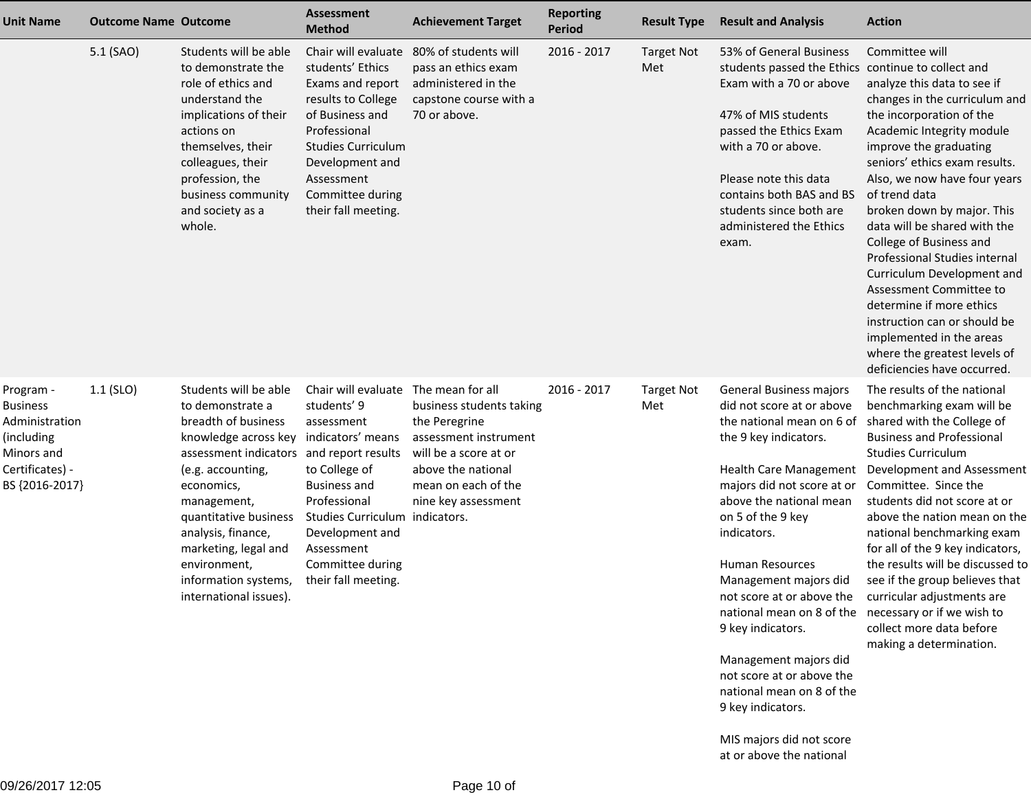| Unit Name | Outcome Name | Outcome | Assessment Method | Achievement Target | Reporting Period | Result Type | Result and Analysis | Action |
|---|---|---|---|---|---|---|---|---|
| | 5.1 (SAO) | Students will be able to demonstrate the role of ethics and understand the implications of their actions on themselves, their colleagues, their profession, the business community and society as a whole. | Chair will evaluate students' Ethics Exams and report results to College of Business and Professional Studies Curriculum Development and Assessment Committee during their fall meeting. | 80% of students will pass an ethics exam administered in the capstone course with a 70 or above. | 2016 - 2017 | Target Not Met | 53% of General Business students passed the Ethics Exam with a 70 or above<br><br>47% of MIS students passed the Ethics Exam with a 70 or above.<br><br>Please note this data contains both BAS and BS students since both are administered the Ethics exam. | Committee will continue to collect and analyze this data to see if changes in the curriculum and the incorporation of the Academic Integrity module improve the graduating seniors' ethics exam results. Also, we now have four years of trend data broken down by major. This data will be shared with the College of Business and Professional Studies internal Curriculum Development and Assessment Committee to determine if more ethics instruction can or should be implemented in the areas where the greatest levels of deficiencies have occurred. |
| Program - Business Administration (including Minors and Certificates) - BS {2016-2017} | 1.1 (SLO) | Students will be able to demonstrate a breadth of business knowledge across key assessment indicators (e.g. accounting, economics, management, quantitative business analysis, finance, marketing, legal and environment, information systems, international issues). | Chair will evaluate students' 9 assessment indicators' means and report results to College of Business and Professional Studies Curriculum Development and Assessment Committee during their fall meeting. | The mean for all business students taking the Peregrine assessment instrument will be a score at or above the national mean on each of the nine key assessment indicators. | 2016 - 2017 | Target Not Met | General Business majors did not score at or above the national mean on 6 of the 9 key indicators.<br><br>Health Care Management majors did not score at or above the national mean on 5 of the 9 key indicators.<br><br>Human Resources Management majors did not score at or above the national mean on 8 of the 9 key indicators.<br><br>Management majors did not score at or above the national mean on 8 of the 9 key indicators.<br><br>MIS majors did not score at or above the national | The results of the national benchmarking exam will be shared with the College of Business and Professional Studies Curriculum Development and Assessment Committee. Since the students did not score at or above the nation mean on the national benchmarking exam for all of the 9 key indicators, the results will be discussed to see if the group believes that curricular adjustments are necessary or if we wish to collect more data before making a determination. |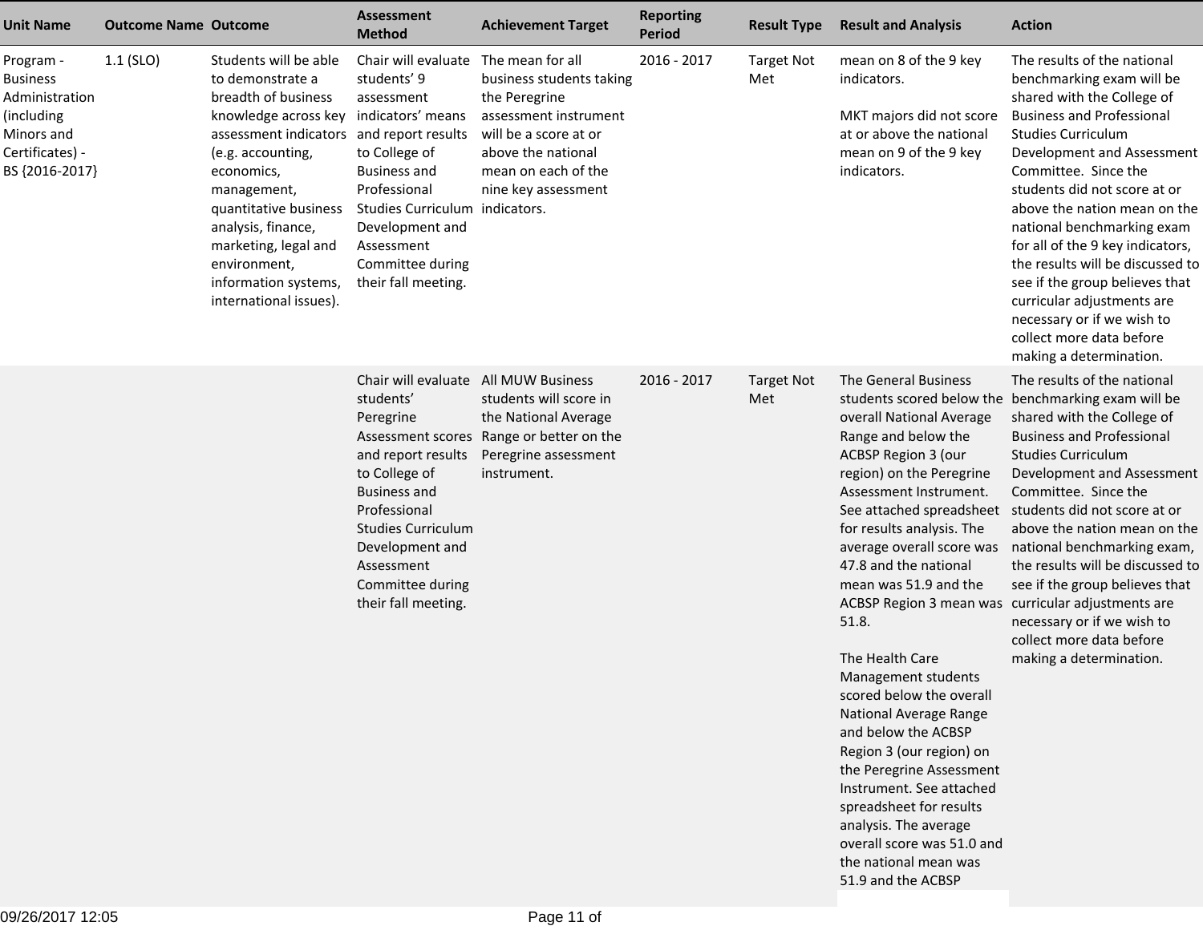| Unit Name | Outcome Name | Outcome | Assessment Method | Achievement Target | Reporting Period | Result Type | Result and Analysis | Action |
|---|---|---|---|---|---|---|---|---|
| Program - Business Administration (including Minors and Certificates) - BS {2016-2017} | 1.1 (SLO) | Students will be able to demonstrate a breadth of business knowledge across key assessment indicators (e.g. accounting, economics, management, quantitative business analysis, finance, marketing, legal and environment, information systems, international issues). | Chair will evaluate students' 9 assessment indicators' means and report results to College of Business and Professional Studies Curriculum Development and Assessment Committee during their fall meeting. | The mean for all business students taking the Peregrine assessment instrument will be a score at or above the national mean on each of the nine key assessment indicators. | 2016 - 2017 | Target Not Met | mean on 8 of the 9 key indicators.<br><br>MKT majors did not score at or above the national mean on 9 of the 9 key indicators. | The results of the national benchmarking exam will be shared with the College of Business and Professional Studies Curriculum Development and Assessment Committee. Since the students did not score at or above the nation mean on the national benchmarking exam for all of the 9 key indicators, the results will be discussed to see if the group believes that curricular adjustments are necessary or if we wish to collect more data before making a determination. |
| | | | Chair will evaluate students' Peregrine Assessment scores and report results to College of Business and Professional Studies Curriculum Development and Assessment Committee during their fall meeting. | All MUW Business students will score in the National Average Range or better on the Peregrine assessment instrument. | 2016 - 2017 | Target Not Met | The General Business students scored below the overall National Average Range and below the ACBSP Region 3 (our region) on the Peregrine Assessment Instrument. See attached spreadsheet for results analysis. The average overall score was 47.8 and the national mean was 51.9 and the ACBSP Region 3 mean was 51.8.<br><br>The Health Care Management students scored below the overall National Average Range and below the ACBSP Region 3 (our region) on the Peregrine Assessment Instrument. See attached spreadsheet for results analysis. The average overall score was 51.0 and the national mean was 51.9 and the ACBSP | The results of the national benchmarking exam will be shared with the College of Business and Professional Studies Curriculum Development and Assessment Committee. Since the students did not score at or above the nation mean on the national benchmarking exam, the results will be discussed to see if the group believes that curricular adjustments are necessary or if we wish to collect more data before making a determination. |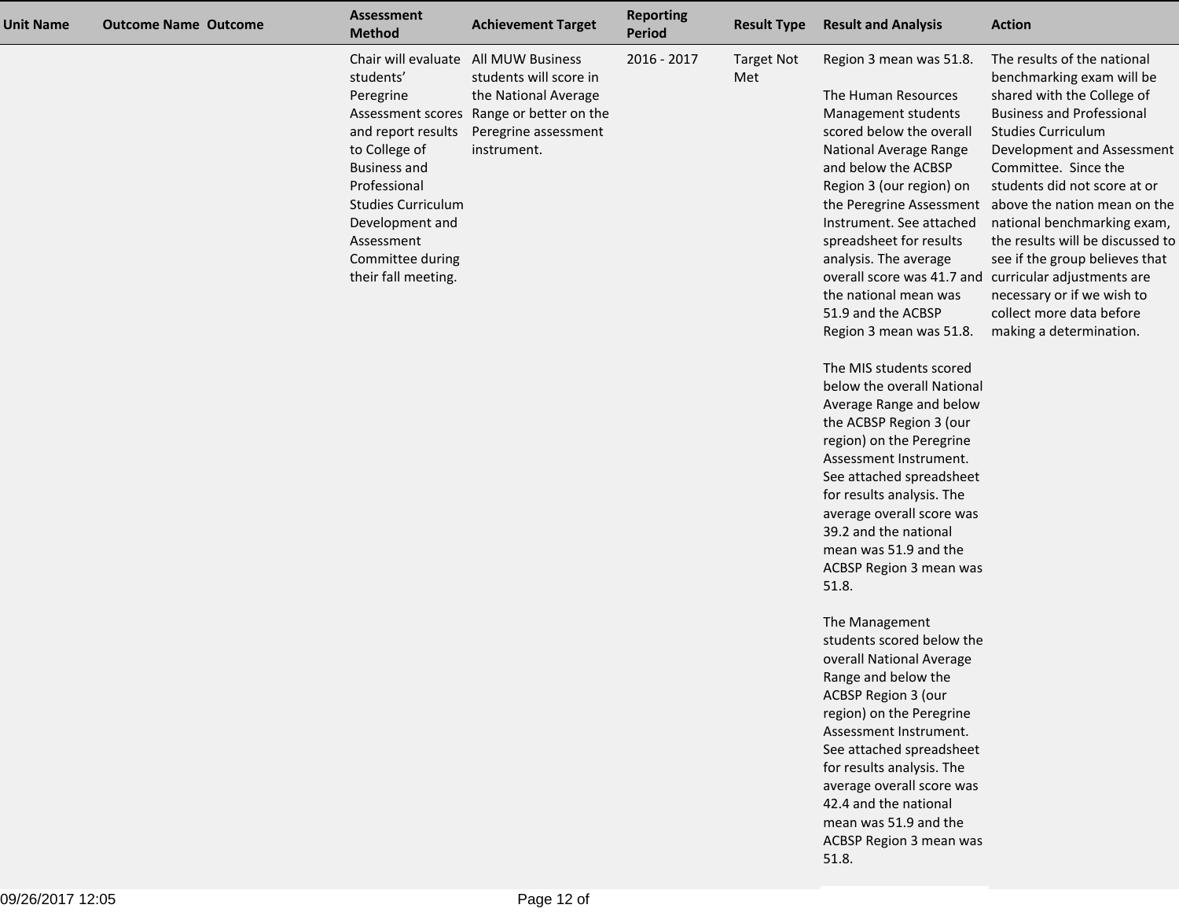| Unit Name | Outcome Name | Outcome | Assessment Method | Achievement Target | Reporting Period | Result Type | Result and Analysis | Action |
|---|---|---|---|---|---|---|---|---|
| | | | Chair will evaluate students' Peregrine Assessment scores and report results to College of Business and Professional Studies Curriculum Development and Assessment Committee during their fall meeting. | All MUW Business students will score in the National Average Range or better on the Peregrine assessment instrument. | 2016 - 2017 | Target Not Met | Region 3 mean was 51.8.<br><br>The Human Resources Management students scored below the overall National Average Range and below the ACBSP Region 3 (our region) on the Peregrine Assessment Instrument. See attached spreadsheet for results analysis. The average overall score was 41.7 and the national mean was 51.9 and the ACBSP Region 3 mean was 51.8.<br><br>The MIS students scored below the overall National Average Range and below the ACBSP Region 3 (our region) on the Peregrine Assessment Instrument. See attached spreadsheet for results analysis. The average overall score was 39.2 and the national mean was 51.9 and the ACBSP Region 3 mean was 51.8.<br><br>The Management students scored below the overall National Average Range and below the ACBSP Region 3 (our region) on the Peregrine Assessment Instrument. See attached spreadsheet for results analysis. The average overall score was 42.4 and the national mean was 51.9 and the ACBSP Region 3 mean was 51.8. | The results of the national benchmarking exam will be shared with the College of Business and Professional Studies Curriculum Development and Assessment Committee. Since the students did not score at or above the nation mean on the national benchmarking exam, the results will be discussed to see if the group believes that curricular adjustments are necessary or if we wish to collect more data before making a determination. |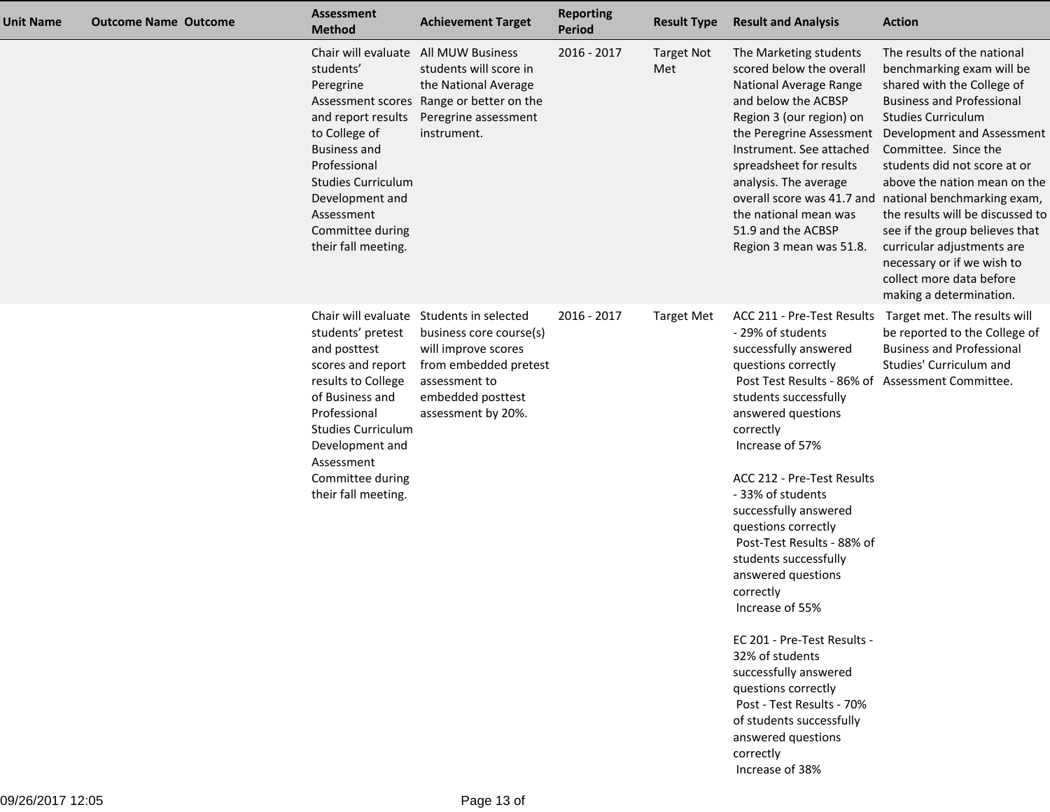| Unit Name | Outcome Name | Outcome | Assessment Method | Achievement Target | Reporting Period | Result Type | Result and Analysis | Action |
|---|---|---|---|---|---|---|---|---|
| | | | Chair will evaluate students' Peregrine Assessment scores and report results to College of Business and Professional Studies Curriculum Development and Assessment Committee during their fall meeting. | All MUW Business students will score in the National Average Range or better on the Peregrine assessment instrument. | 2016 - 2017 | Target Not Met | The Marketing students scored below the overall National Average Range and below the ACBSP Region 3 (our region) on the Peregrine Assessment Instrument. See attached spreadsheet for results analysis. The average overall score was 41.7 and the national mean was 51.9 and the ACBSP Region 3 mean was 51.8. | The results of the national benchmarking exam will be shared with the College of Business and Professional Studies Curriculum Development and Assessment Committee. Since the students did not score at or above the nation mean on the national benchmarking exam, the results will be discussed to see if the group believes that curricular adjustments are necessary or if we wish to collect more data before making a determination. |
| | | | Chair will evaluate students' pretest and posttest scores and report results to College of Business and Professional Studies Curriculum Development and Assessment Committee during their fall meeting. | Students in selected business core course(s) will improve scores from embedded pretest assessment to embedded posttest assessment by 20%. | 2016 - 2017 | Target Met | ACC 211 - Pre-Test Results - 29% of students successfully answered questions correctly<br>Post Test Results - 86% of students successfully answered questions correctly<br>Increase of 57%<br><br>ACC 212 - Pre-Test Results - 33% of students successfully answered questions correctly<br>Post-Test Results - 88% of students successfully answered questions correctly<br>Increase of 55%<br><br>EC 201 - Pre-Test Results - 32% of students successfully answered questions correctly<br>Post - Test Results - 70% of students successfully answered questions correctly<br>Increase of 38% | Target met. The results will be reported to the College of Business and Professional Studies' Curriculum and Assessment Committee. |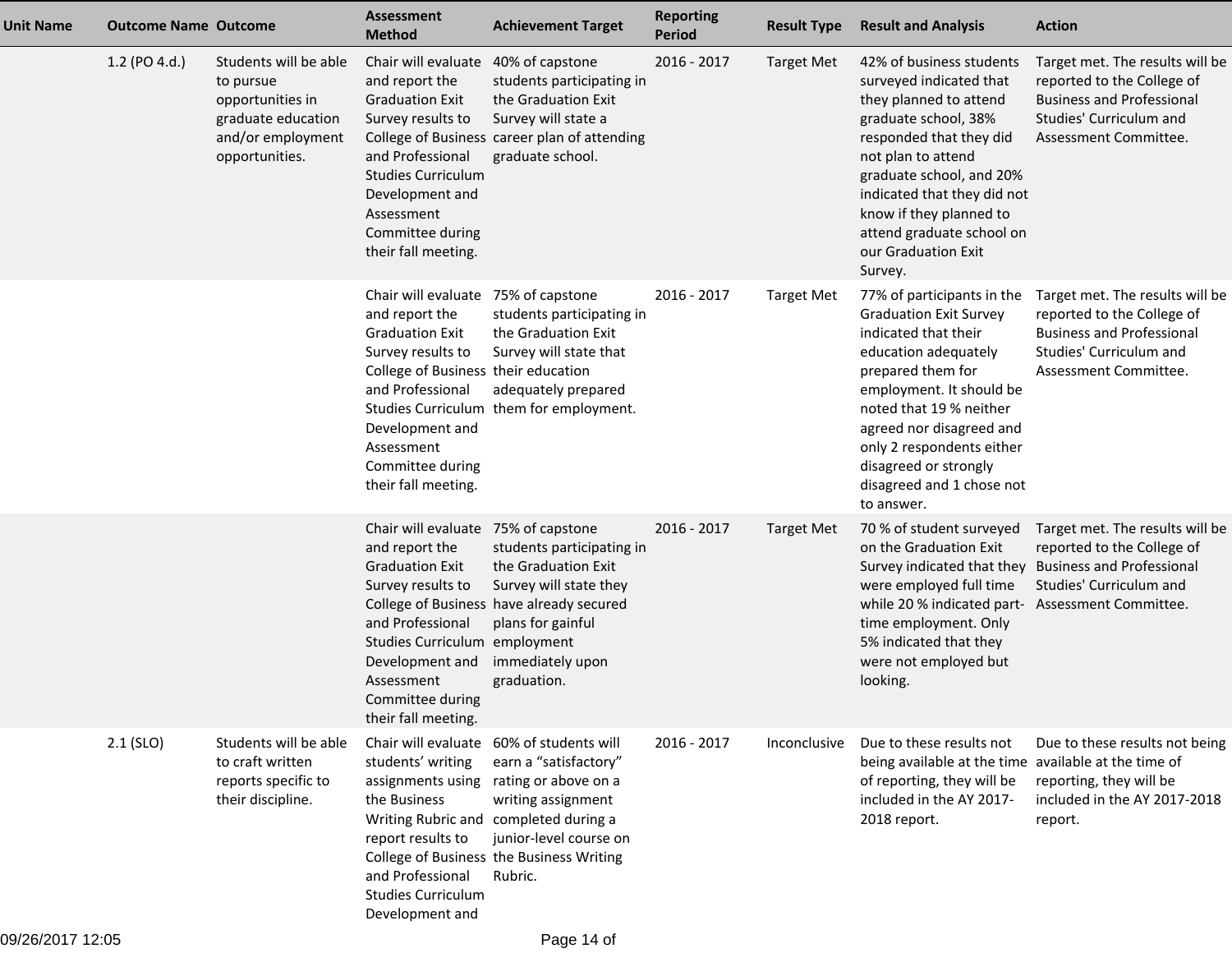| Unit Name | Outcome Name | Outcome | Assessment Method | Achievement Target | Reporting Period | Result Type | Result and Analysis | Action |
|---|---|---|---|---|---|---|---|---|
| | 1.2 (PO 4.d.) | Students will be able to pursue opportunities in graduate education and/or employment opportunities. | Chair will evaluate and report the Graduation Exit Survey results to College of Business and Professional Studies Curriculum Development and Assessment Committee during their fall meeting. | 40% of capstone students participating in the Graduation Exit Survey will state a career plan of attending graduate school. | 2016 - 2017 | Target Met | 42% of business students surveyed indicated that they planned to attend graduate school, 38% responded that they did not plan to attend graduate school, and 20% indicated that they did not know if they planned to attend graduate school on our Graduation Exit Survey. | Target met. The results will be reported to the College of Business and Professional Studies' Curriculum and Assessment Committee. |
| | | | Chair will evaluate and report the Graduation Exit Survey results to College of Business and Professional Studies Curriculum Development and Assessment Committee during their fall meeting. | 75% of capstone students participating in the Graduation Exit Survey will state that their education adequately prepared them for employment. | 2016 - 2017 | Target Met | 77% of participants in the Graduation Exit Survey indicated that their education adequately prepared them for employment. It should be noted that 19 % neither agreed nor disagreed and only 2 respondents either disagreed or strongly disagreed and 1 chose not to answer. | Target met. The results will be reported to the College of Business and Professional Studies' Curriculum and Assessment Committee. |
| | | | Chair will evaluate and report the Graduation Exit Survey results to College of Business and Professional Studies Curriculum Development and Assessment Committee during their fall meeting. | 75% of capstone students participating in the Graduation Exit Survey will state they have already secured plans for gainful employment immediately upon graduation. | 2016 - 2017 | Target Met | 70 % of student surveyed on the Graduation Exit Survey indicated that they were employed full time while 20 % indicated part-time employment. Only 5% indicated that they were not employed but looking. | Target met. The results will be reported to the College of Business and Professional Studies' Curriculum and Assessment Committee. |
| | 2.1 (SLO) | Students will be able to craft written reports specific to their discipline. | Chair will evaluate students' writing assignments using the Business Writing Rubric and report results to College of Business and Professional Studies Curriculum Development and | 60% of students will earn a "satisfactory" rating or above on a writing assignment completed during a junior-level course on the Business Writing Rubric. | 2016 - 2017 | Inconclusive | Due to these results not being available at the time of reporting, they will be included in the AY 2017-2018 report. | Due to these results not being available at the time of reporting, they will be included in the AY 2017-2018 report. |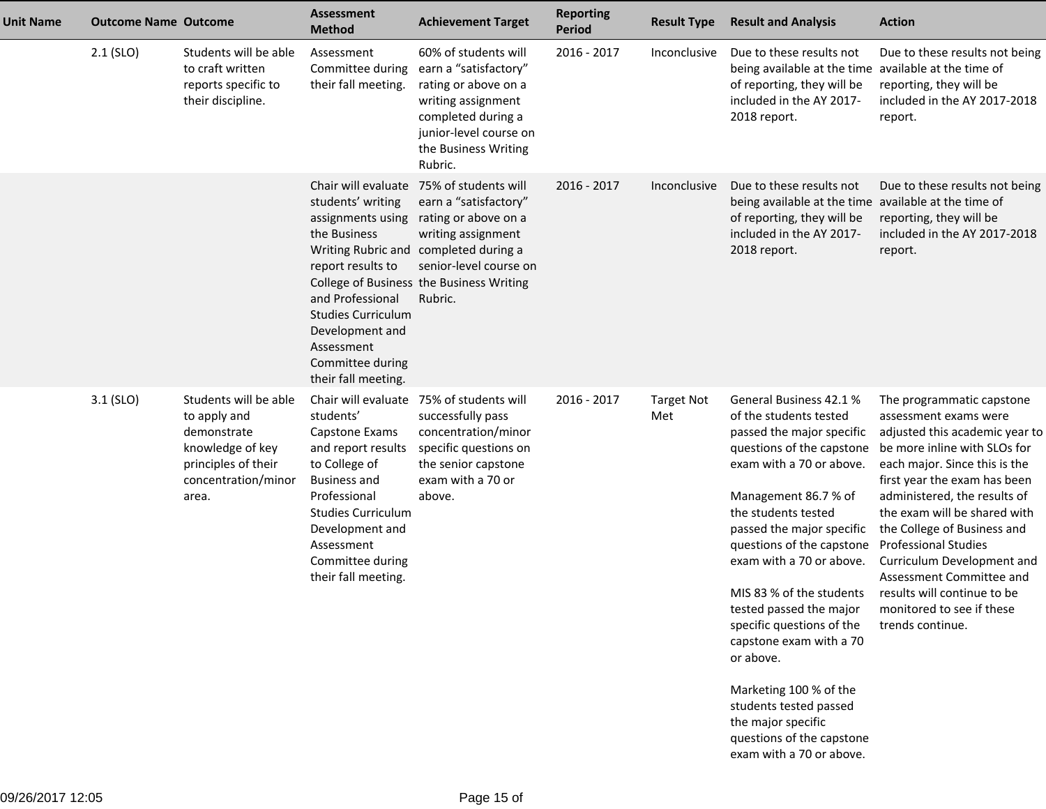| Unit Name | Outcome Name | Outcome | Assessment Method | Achievement Target | Reporting Period | Result Type | Result and Analysis | Action |
|---|---|---|---|---|---|---|---|---|
| | 2.1 (SLO) | Students will be able to craft written reports specific to their discipline. | Assessment Committee during their fall meeting. | 60% of students will earn a "satisfactory" rating or above on a writing assignment completed during a junior-level course on the Business Writing Rubric. | 2016 - 2017 | Inconclusive | Due to these results not being available at the time of reporting, they will be included in the AY 2017-2018 report. | Due to these results not being available at the time of reporting, they will be included in the AY 2017-2018 report. |
| | | | Chair will evaluate students' writing assignments using the Business Writing Rubric and report results to College of Business and Professional Studies Curriculum Development and Assessment Committee during their fall meeting. | 75% of students will earn a "satisfactory" rating or above on a writing assignment completed during a senior-level course on the Business Writing Rubric. | 2016 - 2017 | Inconclusive | Due to these results not being available at the time of reporting, they will be included in the AY 2017-2018 report. | Due to these results not being available at the time of reporting, they will be included in the AY 2017-2018 report. |
| | 3.1 (SLO) | Students will be able to apply and demonstrate knowledge of key principles of their concentration/minor area. | Chair will evaluate students' Capstone Exams and report results to College of Business and Professional Studies Curriculum Development and Assessment Committee during their fall meeting. | 75% of students will successfully pass concentration/minor specific questions on the senior capstone exam with a 70 or above. | 2016 - 2017 | Target Not Met | General Business 42.1 % of the students tested passed the major specific questions of the capstone exam with a 70 or above.<br><br>Management 86.7 % of the students tested passed the major specific questions of the capstone exam with a 70 or above.<br><br>MIS 83 % of the students tested passed the major specific questions of the capstone exam with a 70 or above.<br><br>Marketing 100 % of the students tested passed the major specific questions of the capstone exam with a 70 or above. | The programmatic capstone assessment exams were adjusted this academic year to be more inline with SLOs for each major. Since this is the first year the exam has been administered, the results of the exam will be shared with the College of Business and Professional Studies Curriculum Development and Assessment Committee and results will continue to be monitored to see if these trends continue. |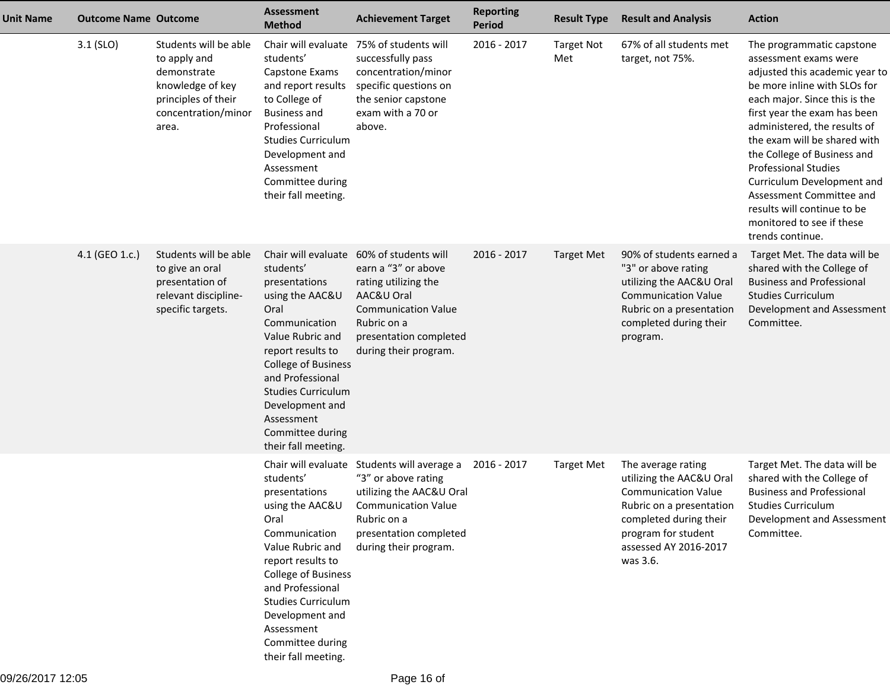| Unit Name | Outcome Name | Outcome | Assessment Method | Achievement Target | Reporting Period | Result Type | Result and Analysis | Action |
|---|---|---|---|---|---|---|---|---|
| | 3.1 (SLO) | Students will be able to apply and demonstrate knowledge of key principles of their concentration/minor area. | Chair will evaluate students' Capstone Exams and report results to College of Business and Professional Studies Curriculum Development and Assessment Committee during their fall meeting. | 75% of students will successfully pass concentration/minor specific questions on the senior capstone exam with a 70 or above. | 2016 - 2017 | Target Not Met | 67% of all students met target, not 75%. | The programmatic capstone assessment exams were adjusted this academic year to be more inline with SLOs for each major. Since this is the first year the exam has been administered, the results of the exam will be shared with the College of Business and Professional Studies Curriculum Development and Assessment Committee and results will continue to be monitored to see if these trends continue. |
| | 4.1 (GEO 1.c.) | Students will be able to give an oral presentation of relevant discipline-specific targets. | Chair will evaluate students' presentations using the AAC&U Oral Communication Value Rubric and report results to College of Business and Professional Studies Curriculum Development and Assessment Committee during their fall meeting. | 60% of students will earn a "3" or above rating utilizing the AAC&U Oral Communication Value Rubric on a presentation completed during their program. | 2016 - 2017 | Target Met | 90% of students earned a "3" or above rating utilizing the AAC&U Oral Communication Value Rubric on a presentation completed during their program. | Target Met. The data will be shared with the College of Business and Professional Studies Curriculum Development and Assessment Committee. |
| | | | Chair will evaluate students' presentations using the AAC&U Oral Communication Value Rubric and report results to College of Business and Professional Studies Curriculum Development and Assessment Committee during their fall meeting. | Students will average a "3" or above rating utilizing the AAC&U Oral Communication Value Rubric on a presentation completed during their program. | 2016 - 2017 | Target Met | The average rating utilizing the AAC&U Oral Communication Value Rubric on a presentation completed during their program for student assessed AY 2016-2017 was 3.6. | Target Met. The data will be shared with the College of Business and Professional Studies Curriculum Development and Assessment Committee. |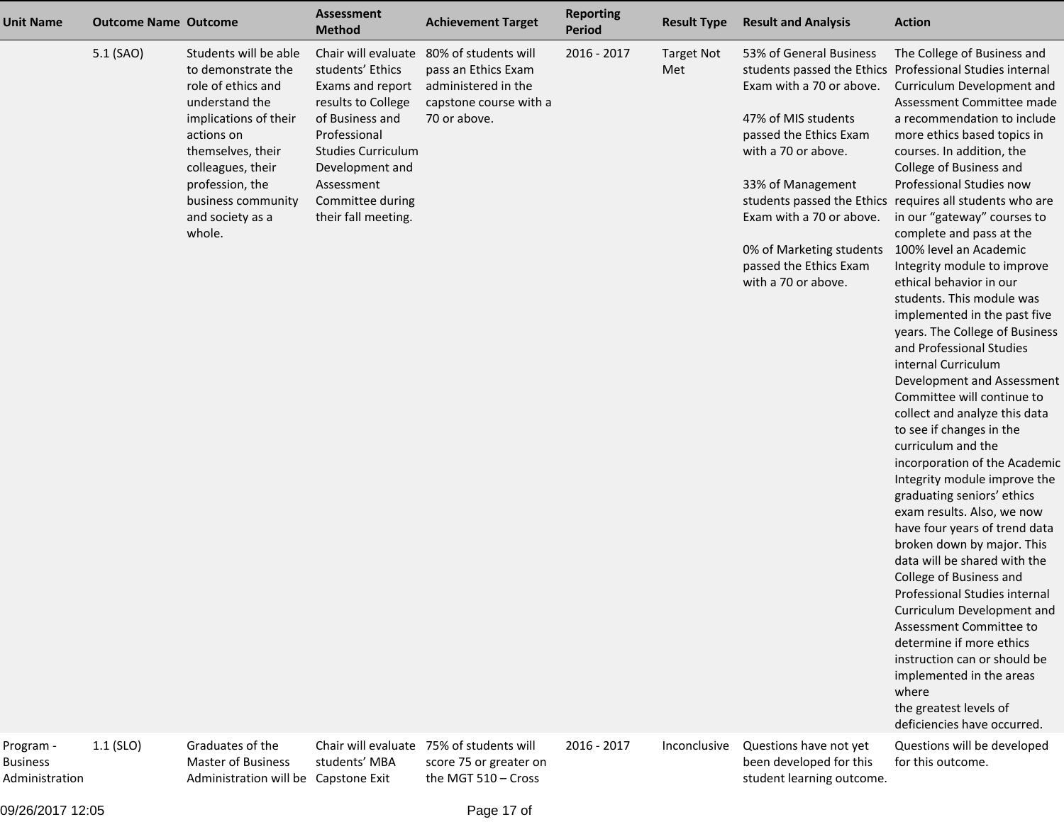| Unit Name | Outcome Name | Outcome | Assessment Method | Achievement Target | Reporting Period | Result Type | Result and Analysis | Action |
|---|---|---|---|---|---|---|---|---|
| | 5.1 (SAO) | Students will be able to demonstrate the role of ethics and understand the implications of their actions on themselves, their colleagues, their profession, the business community and society as a whole. | Chair will evaluate students' Ethics Exams and report results to College of Business and Professional Studies Curriculum Development and Assessment Committee during their fall meeting. | 80% of students will pass an Ethics Exam administered in the capstone course with a 70 or above. | 2016 - 2017 | Target Not Met | 53% of General Business students passed the Ethics Exam with a 70 or above.<br><br>47% of MIS students passed the Ethics Exam with a 70 or above.<br><br>33% of Management students passed the Ethics Exam with a 70 or above.<br><br>0% of Marketing students passed the Ethics Exam with a 70 or above. | The College of Business and Professional Studies internal Curriculum Development and Assessment Committee made a recommendation to include more ethics based topics in courses. In addition, the College of Business and Professional Studies now requires all students who are in our "gateway" courses to complete and pass at the 100% level an Academic Integrity module to improve ethical behavior in our students. This module was implemented in the past five years. The College of Business and Professional Studies internal Curriculum Development and Assessment Committee will continue to collect and analyze this data to see if changes in the curriculum and the incorporation of the Academic Integrity module improve the graduating seniors' ethics exam results. Also, we now have four years of trend data broken down by major. This data will be shared with the College of Business and Professional Studies internal Curriculum Development and Assessment Committee to determine if more ethics instruction can or should be implemented in the areas where the greatest levels of deficiencies have occurred. |
| Program - Business Administration | 1.1 (SLO) | Graduates of the Master of Business Administration will be | Chair will evaluate students' MBA Capstone Exit | 75% of students will score 75 or greater on the MGT 510 – Cross | 2016 - 2017 | Inconclusive | Questions have not yet been developed for this student learning outcome. | Questions will be developed for this outcome. |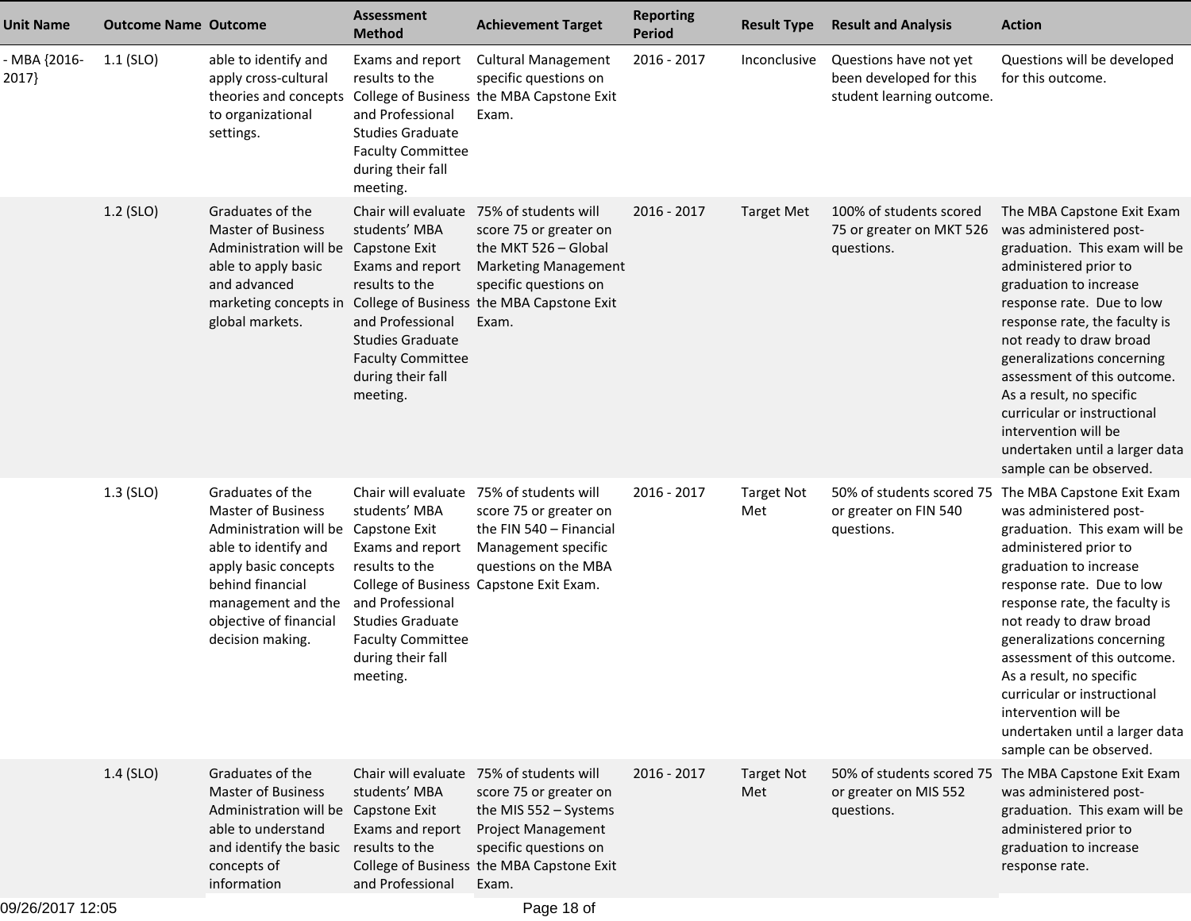| Unit Name | Outcome Name | Outcome | Assessment Method | Achievement Target | Reporting Period | Result Type | Result and Analysis | Action |
|---|---|---|---|---|---|---|---|---|
| - MBA {2016-2017} | 1.1 (SLO) | able to identify and apply cross-cultural theories and concepts to organizational settings. | Exams and report results to the College of Business and Professional Studies Graduate Faculty Committee during their fall meeting. | Cultural Management specific questions on the MBA Capstone Exit Exam. | 2016 - 2017 | Inconclusive | Questions have not yet been developed for this student learning outcome. | Questions will be developed for this outcome. |
| | 1.2 (SLO) | Graduates of the Master of Business Administration will be able to apply basic and advanced marketing concepts in global markets. | Chair will evaluate students' MBA Capstone Exit Exams and report results to the College of Business and Professional Studies Graduate Faculty Committee during their fall meeting. | 75% of students will score 75 or greater on the MKT 526 – Global Marketing Management specific questions on the MBA Capstone Exit Exam. | 2016 - 2017 | Target Met | 100% of students scored 75 or greater on MKT 526 questions. | The MBA Capstone Exit Exam was administered post-graduation. This exam will be administered prior to graduation to increase response rate. Due to low response rate, the faculty is not ready to draw broad generalizations concerning assessment of this outcome. As a result, no specific curricular or instructional intervention will be undertaken until a larger data sample can be observed. |
| | 1.3 (SLO) | Graduates of the Master of Business Administration will be able to identify and apply basic concepts behind financial management and the objective of financial decision making. | Chair will evaluate students' MBA Capstone Exit Exams and report results to the College of Business and Professional Studies Graduate Faculty Committee during their fall meeting. | 75% of students will score 75 or greater on the FIN 540 – Financial Management specific questions on the MBA Capstone Exit Exam. | 2016 - 2017 | Target Not Met | 50% of students scored 75 or greater on FIN 540 questions. | The MBA Capstone Exit Exam was administered post-graduation. This exam will be administered prior to graduation to increase response rate. Due to low response rate, the faculty is not ready to draw broad generalizations concerning assessment of this outcome. As a result, no specific curricular or instructional intervention will be undertaken until a larger data sample can be observed. |
| | 1.4 (SLO) | Graduates of the Master of Business Administration will be able to understand and identify the basic concepts of information | Chair will evaluate students' MBA Capstone Exit Exams and report results to the College of Business and Professional | 75% of students will score 75 or greater on the MIS 552 – Systems Project Management specific questions on the MBA Capstone Exit Exam. | 2016 - 2017 | Target Not Met | 50% of students scored 75 or greater on MIS 552 questions. | The MBA Capstone Exit Exam was administered post-graduation. This exam will be administered prior to graduation to increase response rate. |

09/26/2017 12:05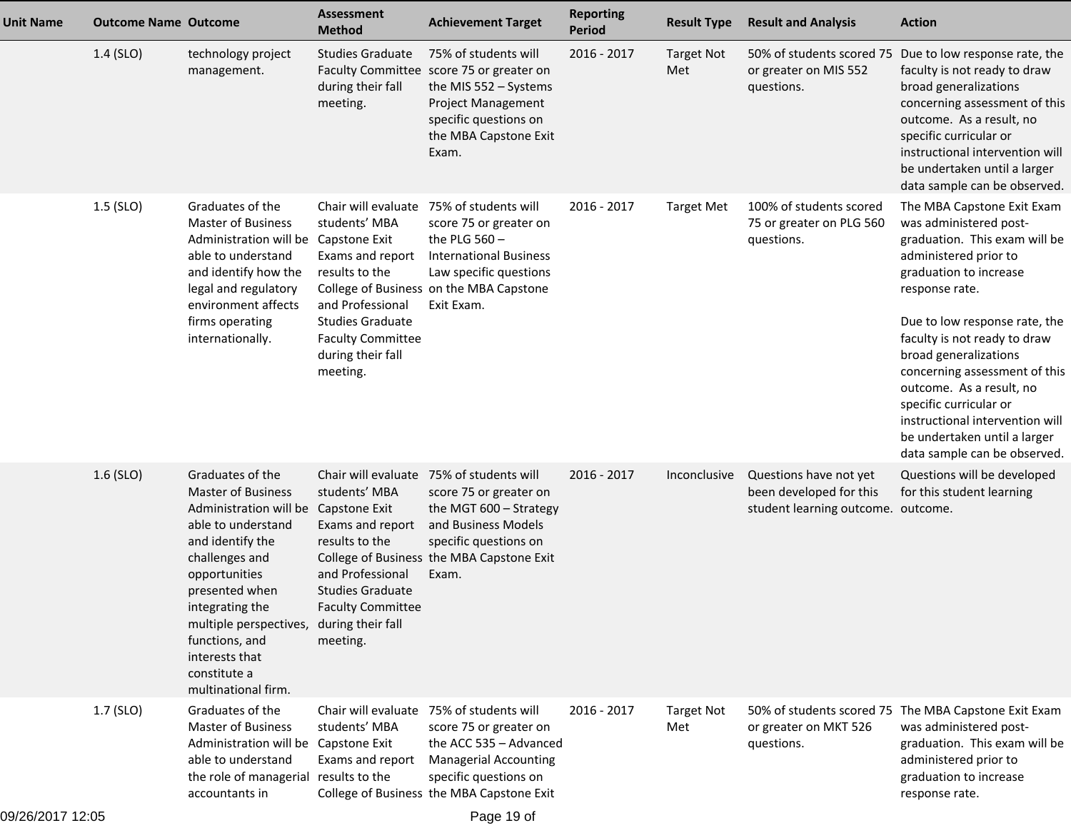| Unit Name | Outcome Name | Outcome | Assessment Method | Achievement Target | Reporting Period | Result Type | Result and Analysis | Action |
|---|---|---|---|---|---|---|---|---|
| | 1.4 (SLO) | technology project management. | Studies Graduate Faculty Committee during their fall meeting. | 75% of students will score 75 or greater on the MIS 552 – Systems Project Management specific questions on the MBA Capstone Exit Exam. | 2016 - 2017 | Target Not Met | 50% of students scored 75 or greater on MIS 552 questions. | Due to low response rate, the faculty is not ready to draw broad generalizations concerning assessment of this outcome. As a result, no specific curricular or instructional intervention will be undertaken until a larger data sample can be observed. |
| | 1.5 (SLO) | Graduates of the Master of Business Administration will be able to understand and identify how the legal and regulatory environment affects firms operating internationally. | Chair will evaluate students' MBA Capstone Exit Exams and report results to the College of Business and Professional Studies Graduate Faculty Committee during their fall meeting. | 75% of students will score 75 or greater on the PLG 560 – International Business Law specific questions on the MBA Capstone Exit Exam. | 2016 - 2017 | Target Met | 100% of students scored 75 or greater on PLG 560 questions. | The MBA Capstone Exit Exam was administered post-graduation. This exam will be administered prior to graduation to increase response rate.<br><br>Due to low response rate, the faculty is not ready to draw broad generalizations concerning assessment of this outcome. As a result, no specific curricular or instructional intervention will be undertaken until a larger data sample can be observed. |
| | 1.6 (SLO) | Graduates of the Master of Business Administration will be able to understand and identify the challenges and opportunities presented when integrating the multiple perspectives, functions, and interests that constitute a multinational firm. | Chair will evaluate students' MBA Capstone Exit Exams and report results to the College of Business and Professional Studies Graduate Faculty Committee during their fall meeting. | 75% of students will score 75 or greater on the MGT 600 – Strategy and Business Models specific questions on the MBA Capstone Exit Exam. | 2016 - 2017 | Inconclusive | Questions have not yet been developed for this student learning outcome. | Questions will be developed for this student learning outcome. |
| | 1.7 (SLO) | Graduates of the Master of Business Administration will be able to understand the role of managerial accountants in | Chair will evaluate students' MBA Capstone Exit Exams and report results to the College of Business | 75% of students will score 75 or greater on the ACC 535 – Advanced Managerial Accounting specific questions on the MBA Capstone Exit | 2016 - 2017 | Target Not Met | 50% of students scored 75 or greater on MKT 526 questions. | The MBA Capstone Exit Exam was administered post-graduation. This exam will be administered prior to graduation to increase response rate. |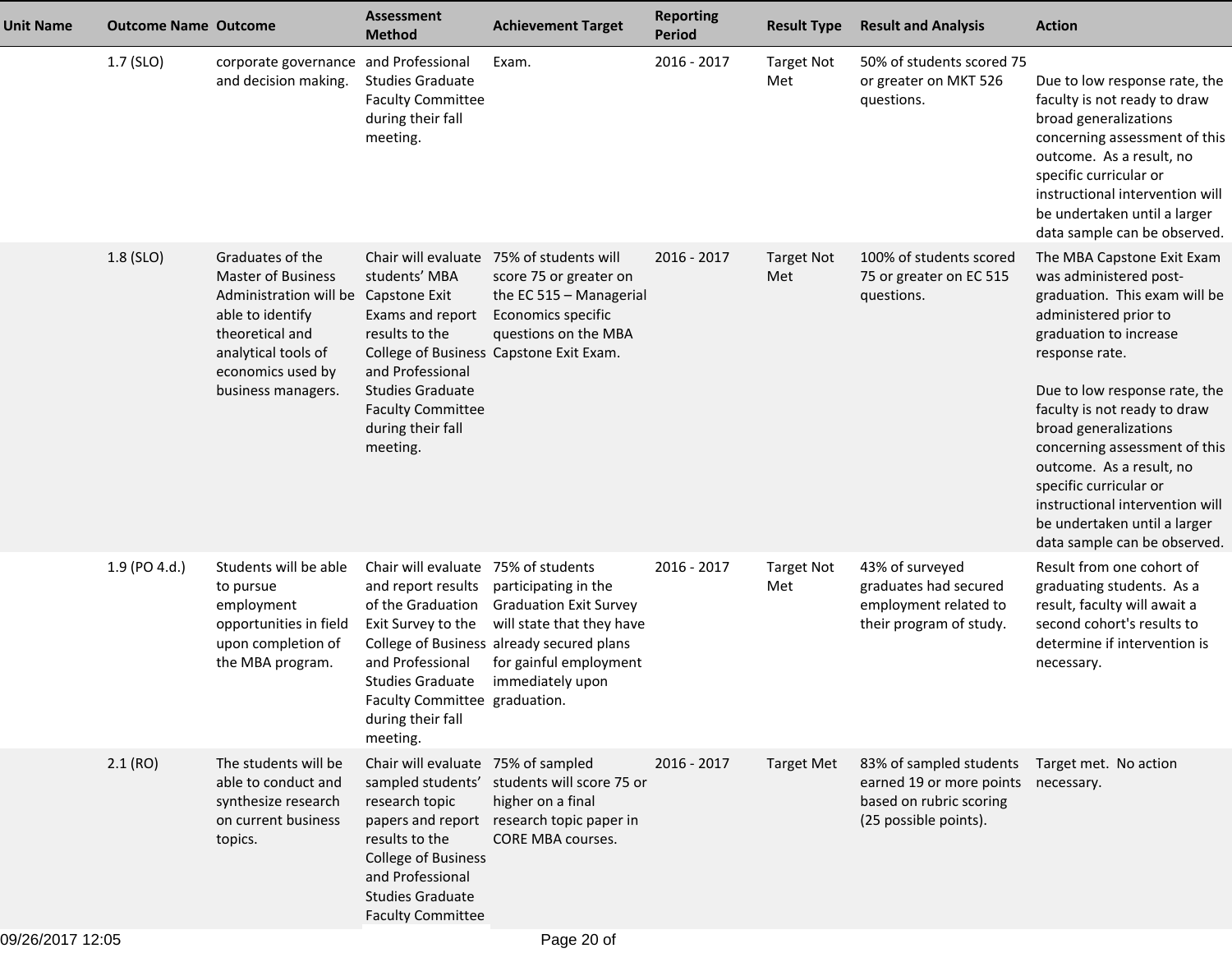| Unit Name | Outcome Name | Outcome | Assessment Method | Achievement Target | Reporting Period | Result Type | Result and Analysis | Action |
|---|---|---|---|---|---|---|---|---|
| | 1.7 (SLO) | corporate governance and decision making. | and Professional Studies Graduate Faculty Committee during their fall meeting. | Exam. | 2016 - 2017 | Target Not Met | 50% of students scored 75 or greater on MKT 526 questions. | Due to low response rate, the faculty is not ready to draw broad generalizations concerning assessment of this outcome. As a result, no specific curricular or instructional intervention will be undertaken until a larger data sample can be observed. |
| | 1.8 (SLO) | Graduates of the Master of Business Administration will be able to identify theoretical and analytical tools of economics used by business managers. | Chair will evaluate students' MBA Capstone Exit Exams and report results to the College of Business and Professional Studies Graduate Faculty Committee during their fall meeting. | 75% of students will score 75 or greater on the EC 515 – Managerial Economics specific questions on the MBA Capstone Exit Exam. | 2016 - 2017 | Target Not Met | 100% of students scored 75 or greater on EC 515 questions. | The MBA Capstone Exit Exam was administered post-graduation. This exam will be administered prior to graduation to increase response rate.<br><br>Due to low response rate, the faculty is not ready to draw broad generalizations concerning assessment of this outcome. As a result, no specific curricular or instructional intervention will be undertaken until a larger data sample can be observed. |
| | 1.9 (PO 4.d.) | Students will be able to pursue employment opportunities in field upon completion of the MBA program. | Chair will evaluate and report results of the Graduation Exit Survey to the College of Business and Professional Studies Graduate Faculty Committee during their fall meeting. | 75% of students participating in the Graduation Exit Survey will state that they have already secured plans for gainful employment immediately upon graduation. | 2016 - 2017 | Target Not Met | 43% of surveyed graduates had secured employment related to their program of study. | Result from one cohort of graduating students. As a result, faculty will await a second cohort's results to determine if intervention is necessary. |
| | 2.1 (RO) | The students will be able to conduct and synthesize research on current business topics. | Chair will evaluate sampled students' research topic papers and report results to the College of Business and Professional Studies Graduate Faculty Committee | 75% of sampled students will score 75 or higher on a final research topic paper in CORE MBA courses. | 2016 - 2017 | Target Met | 83% of sampled students earned 19 or more points based on rubric scoring (25 possible points). | Target met. No action necessary. |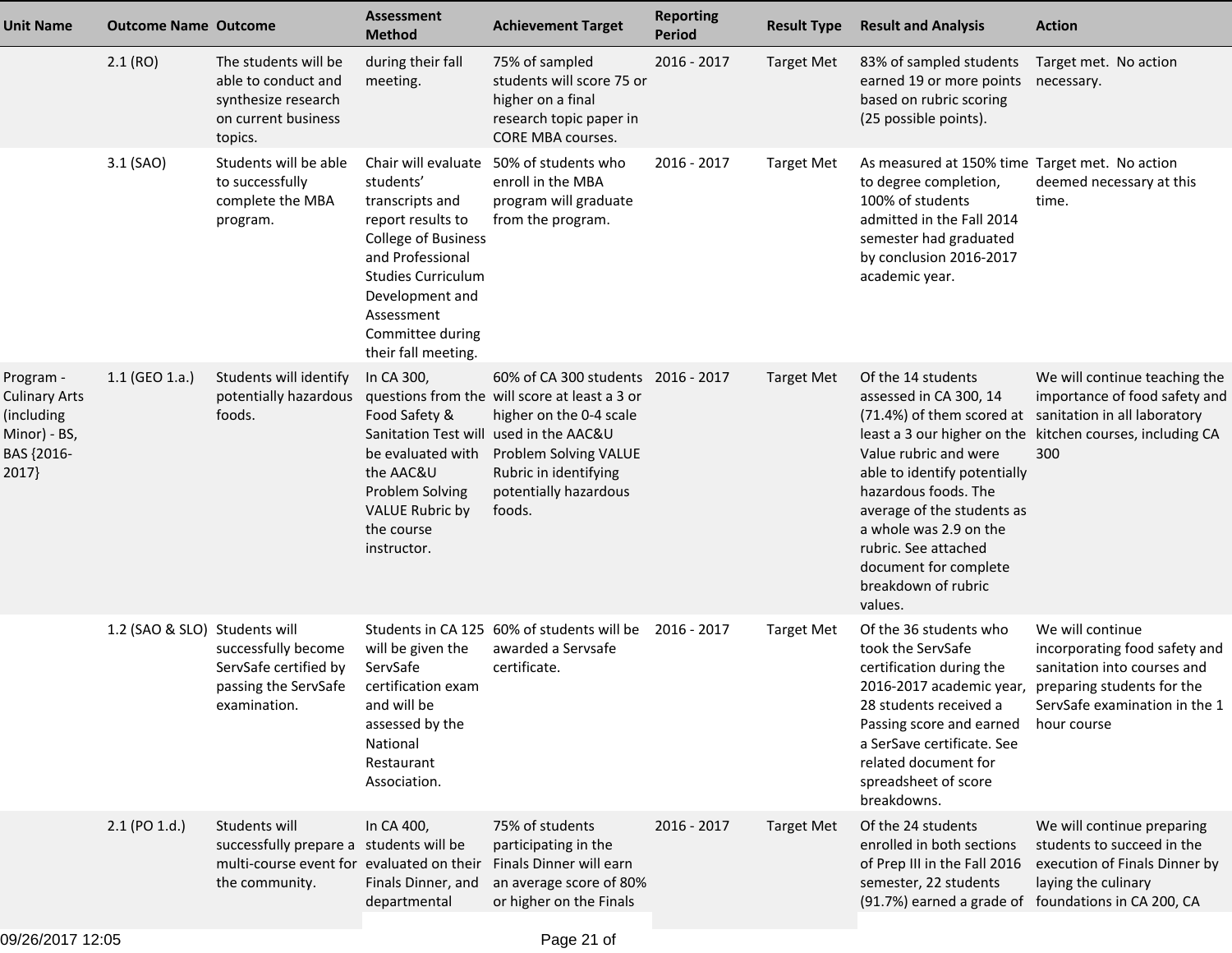| Unit Name | Outcome Name | Outcome | Assessment Method | Achievement Target | Reporting Period | Result Type | Result and Analysis | Action |
|---|---|---|---|---|---|---|---|---|
| | 2.1 (RO) | The students will be able to conduct and synthesize research on current business topics. | during their fall meeting. | 75% of sampled students will score 75 or higher on a final research topic paper in CORE MBA courses. | 2016 - 2017 | Target Met | 83% of sampled students earned 19 or more points based on rubric scoring (25 possible points). | Target met. No action necessary. |
| | 3.1 (SAO) | Students will be able to successfully complete the MBA program. | Chair will evaluate students' transcripts and report results to College of Business and Professional Studies Curriculum Development and Assessment Committee during their fall meeting. | 50% of students who enroll in the MBA program will graduate from the program. | 2016 - 2017 | Target Met | As measured at 150% time to degree completion, 100% of students admitted in the Fall 2014 semester had graduated by conclusion 2016-2017 academic year. | Target met. No action deemed necessary at this time. |
| Program - Culinary Arts (including Minor) - BS, BAS {2016-2017} | 1.1 (GEO 1.a.) | Students will identify potentially hazardous foods. | In CA 300, questions from the Food Safety & Sanitation Test will be evaluated with the AAC&U Problem Solving VALUE Rubric by the course instructor. | 60% of CA 300 students will score at least a 3 or higher on the 0-4 scale used in the AAC&U Problem Solving VALUE Rubric in identifying potentially hazardous foods. | 2016 - 2017 | Target Met | Of the 14 students assessed in CA 300, 14 (71.4%) of them scored at least a 3 our higher on the Value rubric and were able to identify potentially hazardous foods. The average of the students as a whole was 2.9 on the rubric. See attached document for complete breakdown of rubric values. | We will continue teaching the importance of food safety and sanitation in all laboratory kitchen courses, including CA 300 |
| | 1.2 (SAO & SLO) | Students will successfully become ServSafe certified by passing the ServSafe examination. | Students in CA 125 will be given the ServSafe certification exam and will be assessed by the National Restaurant Association. | 60% of students will be awarded a Servsafe certificate. | 2016 - 2017 | Target Met | Of the 36 students who took the ServSafe certification during the 2016-2017 academic year, 28 students received a Passing score and earned a SerSave certificate. See related document for spreadsheet of score breakdowns. | We will continue incorporating food safety and sanitation into courses and preparing students for the ServSafe examination in the 1 hour course |
| | 2.1 (PO 1.d.) | Students will successfully prepare a multi-course event for the community. | In CA 400, students will be evaluated on their Finals Dinner, and departmental | 75% of students participating in the Finals Dinner will earn an average score of 80% or higher on the Finals | 2016 - 2017 | Target Met | Of the 24 students enrolled in both sections of Prep III in the Fall 2016 semester, 22 students (91.7%) earned a grade of | We will continue preparing students to succeed in the execution of Finals Dinner by laying the culinary foundations in CA 200, CA |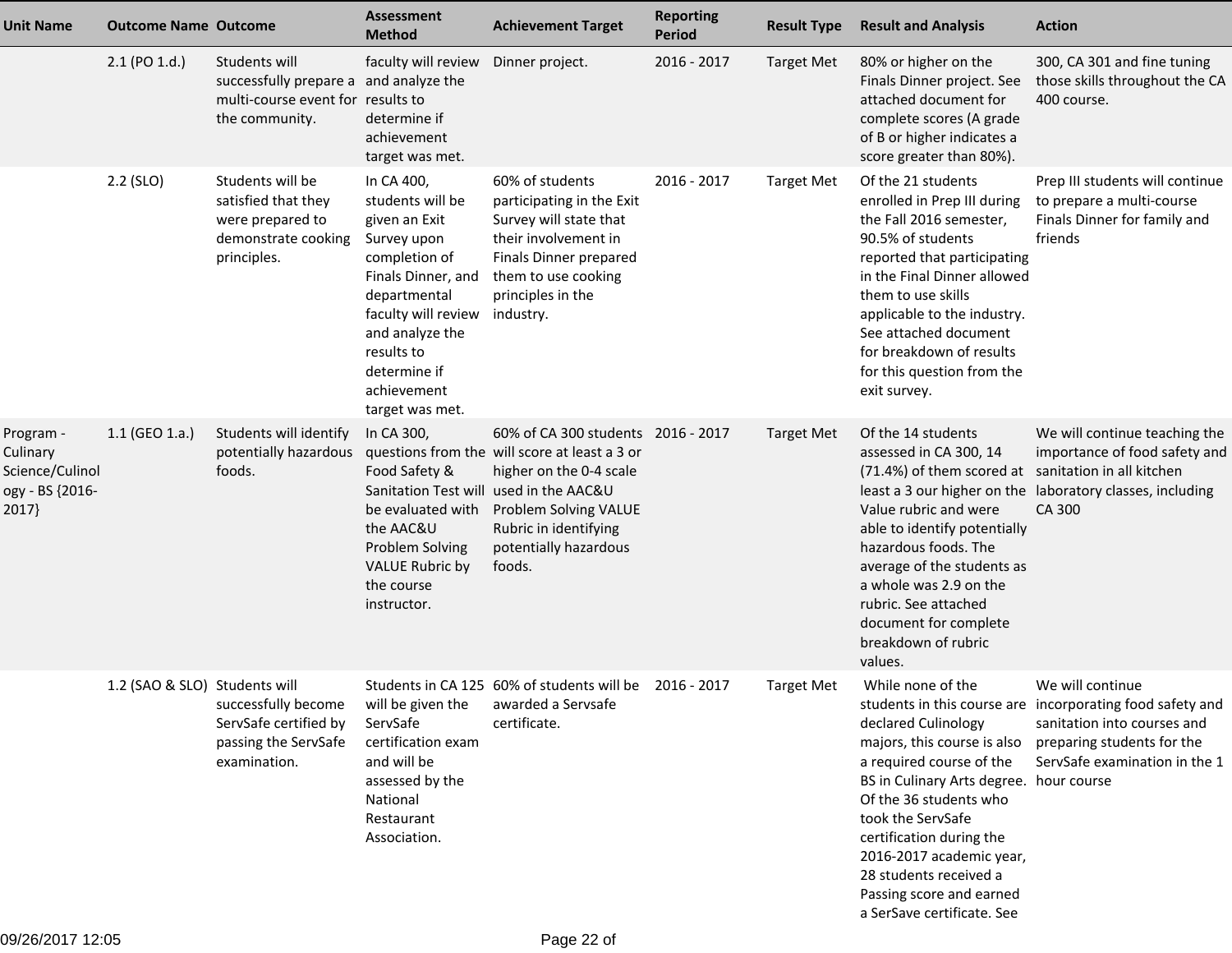| Unit Name | Outcome Name | Outcome | Assessment Method | Achievement Target | Reporting Period | Result Type | Result and Analysis | Action |
|---|---|---|---|---|---|---|---|---|
| | 2.1 (PO 1.d.) | Students will successfully prepare a multi-course event for the community. | faculty will review and analyze the results to determine if achievement target was met. | Dinner project. | 2016 - 2017 | Target Met | 80% or higher on the Finals Dinner project. See attached document for complete scores (A grade of B or higher indicates a score greater than 80%). | 300, CA 301 and fine tuning those skills throughout the CA 400 course. |
| | 2.2 (SLO) | Students will be satisfied that they were prepared to demonstrate cooking principles. | In CA 400, students will be given an Exit Survey upon completion of Finals Dinner, and departmental faculty will review and analyze the results to determine if achievement target was met. | 60% of students participating in the Exit Survey will state that their involvement in Finals Dinner prepared them to use cooking principles in the industry. | 2016 - 2017 | Target Met | Of the 21 students enrolled in Prep III during the Fall 2016 semester, 90.5% of students reported that participating in the Final Dinner allowed them to use skills applicable to the industry. See attached document for breakdown of results for this question from the exit survey. | Prep III students will continue to prepare a multi-course Finals Dinner for family and friends |
| Program - Culinary Science/Culinology - BS {2016-2017} | 1.1 (GEO 1.a.) | Students will identify potentially hazardous foods. | In CA 300, questions from the Food Safety & Sanitation Test will be evaluated with the AAC&U Problem Solving VALUE Rubric by the course instructor. | 60% of CA 300 students will score at least a 3 or higher on the 0-4 scale used in the AAC&U Problem Solving VALUE Rubric in identifying potentially hazardous foods. | 2016 - 2017 | Target Met | Of the 14 students assessed in CA 300, 14 (71.4%) of them scored at least a 3 our higher on the Value rubric and were able to identify potentially hazardous foods. The average of the students as a whole was 2.9 on the rubric. See attached document for complete breakdown of rubric values. | We will continue teaching the importance of food safety and sanitation in all kitchen laboratory classes, including CA 300 |
| | 1.2 (SAO & SLO) | Students will successfully become ServSafe certified by passing the ServSafe examination. | Students in CA 125 will be given the ServSafe certification exam and will be assessed by the National Restaurant Association. | 60% of students will be awarded a Servsafe certificate. | 2016 - 2017 | Target Met | While none of the students in this course are declared Culinology majors, this course is also a required course of the BS in Culinary Arts degree. Of the 36 students who took the ServSafe certification during the 2016-2017 academic year, 28 students received a Passing score and earned a SerSave certificate. See | We will continue incorporating food safety and sanitation into courses and preparing students for the ServSafe examination in the 1 hour course |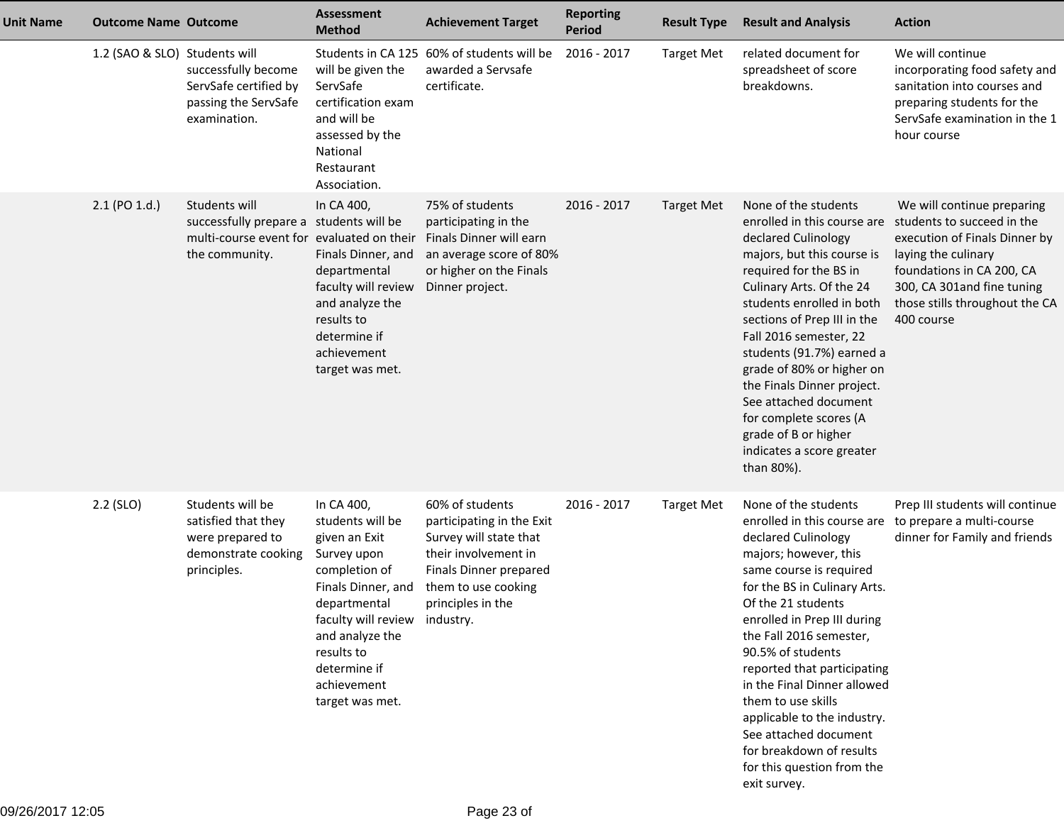| Unit Name | Outcome Name | Outcome | Assessment Method | Achievement Target | Reporting Period | Result Type | Result and Analysis | Action |
|---|---|---|---|---|---|---|---|---|
| | 1.2 (SAO & SLO) | Students will successfully become ServSafe certified by passing the ServSafe examination. | Students in CA 125 will be given the ServSafe certification exam and will be assessed by the National Restaurant Association. | 60% of students will be awarded a Servsafe certificate. | 2016 - 2017 | Target Met | related document for spreadsheet of score breakdowns. | We will continue incorporating food safety and sanitation into courses and preparing students for the ServSafe examination in the 1 hour course |
| | 2.1 (PO 1.d.) | Students will successfully prepare a multi-course event for the community. | In CA 400, students will be evaluated on their Finals Dinner, and departmental faculty will review and analyze the results to determine if achievement target was met. | 75% of students participating in the Finals Dinner will earn an average score of 80% or higher on the Finals Dinner project. | 2016 - 2017 | Target Met | None of the students enrolled in this course are declared Culinology majors, but this course is required for the BS in Culinary Arts. Of the 24 students enrolled in both sections of Prep III in the Fall 2016 semester, 22 students (91.7%) earned a grade of 80% or higher on the Finals Dinner project. See attached document for complete scores (A grade of B or higher indicates a score greater than 80%). | We will continue preparing students to succeed in the execution of Finals Dinner by laying the culinary foundations in CA 200, CA 300, CA 301and fine tuning those stills throughout the CA 400 course |
| | 2.2 (SLO) | Students will be satisfied that they were prepared to demonstrate cooking principles. | In CA 400, students will be given an Exit Survey upon completion of Finals Dinner, and departmental faculty will review and analyze the results to determine if achievement target was met. | 60% of students participating in the Exit Survey will state that their involvement in Finals Dinner prepared them to use cooking principles in the industry. | 2016 - 2017 | Target Met | None of the students enrolled in this course are declared Culinology majors; however, this same course is required for the BS in Culinary Arts. Of the 21 students enrolled in Prep III during the Fall 2016 semester, 90.5% of students reported that participating in the Final Dinner allowed them to use skills applicable to the industry. See attached document for breakdown of results for this question from the exit survey. | Prep III students will continue to prepare a multi-course dinner for Family and friends |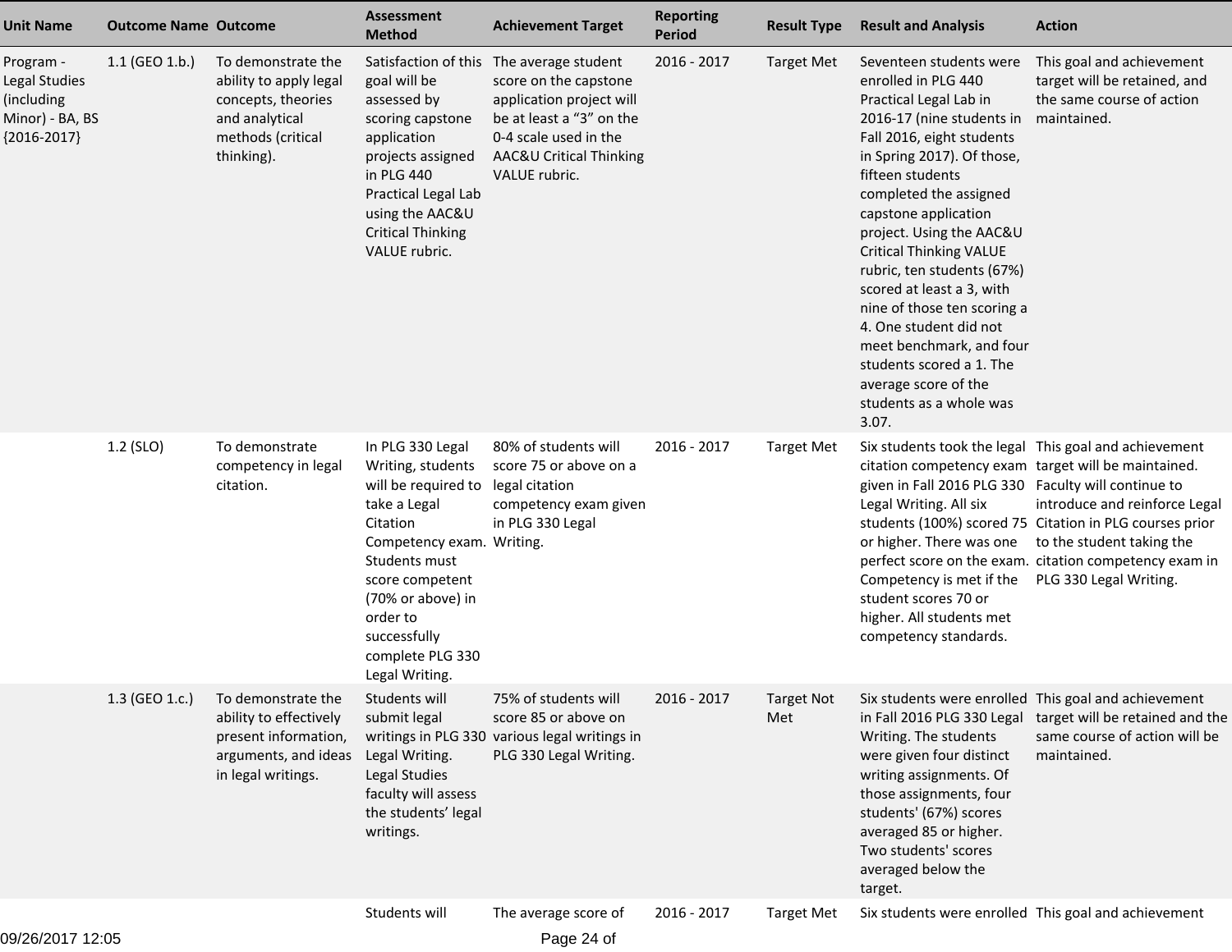| Unit Name | Outcome Name | Outcome | Assessment Method | Achievement Target | Reporting Period | Result Type | Result and Analysis | Action |
|---|---|---|---|---|---|---|---|---|
| Program - Legal Studies (including Minor) - BA, BS {2016-2017} | 1.1 (GEO 1.b.) | To demonstrate the ability to apply legal concepts, theories and analytical methods (critical thinking). | Satisfaction of this goal will be assessed by scoring capstone application projects assigned in PLG 440 Practical Legal Lab using the AAC&U Critical Thinking VALUE rubric. | The average student score on the capstone application project will be at least a "3" on the 0-4 scale used in the AAC&U Critical Thinking VALUE rubric. | 2016 - 2017 | Target Met | Seventeen students were enrolled in PLG 440 Practical Legal Lab in 2016-17 (nine students in Fall 2016, eight students in Spring 2017). Of those, fifteen students completed the assigned capstone application project. Using the AAC&U Critical Thinking VALUE rubric, ten students (67%) scored at least a 3, with nine of those ten scoring a 4. One student did not meet benchmark, and four students scored a 1. The average score of the students as a whole was 3.07. | This goal and achievement target will be retained, and the same course of action maintained. |
| | 1.2 (SLO) | To demonstrate competency in legal citation. | In PLG 330 Legal Writing, students will be required to take a Legal Citation Competency exam. Students must score competent (70% or above) in order to successfully complete PLG 330 Legal Writing. | 80% of students will score 75 or above on a legal citation competency exam given in PLG 330 Legal Writing. | 2016 - 2017 | Target Met | Six students took the legal citation competency exam given in Fall 2016 PLG 330 Legal Writing. All six students (100%) scored 75 or higher. There was one perfect score on the exam. Competency is met if the student scores 70 or higher. All students met competency standards. | This goal and achievement target will be maintained. Faculty will continue to introduce and reinforce Legal Citation in PLG courses prior to the student taking the citation competency exam in PLG 330 Legal Writing. |
| | 1.3 (GEO 1.c.) | To demonstrate the ability to effectively present information, arguments, and ideas in legal writings. | Students will submit legal writings in PLG 330 Legal Writing. Legal Studies faculty will assess the students' legal writings. | 75% of students will score 85 or above on various legal writings in PLG 330 Legal Writing. | 2016 - 2017 | Target Not Met | Six students were enrolled in Fall 2016 PLG 330 Legal Writing. The students were given four distinct writing assignments. Of those assignments, four students' (67%) scores averaged 85 or higher. Two students' scores averaged below the target. | This goal and achievement target will be retained and the same course of action will be maintained. |
| | | | Students will | The average score of | 2016 - 2017 | Target Met | Six students were enrolled | This goal and achievement |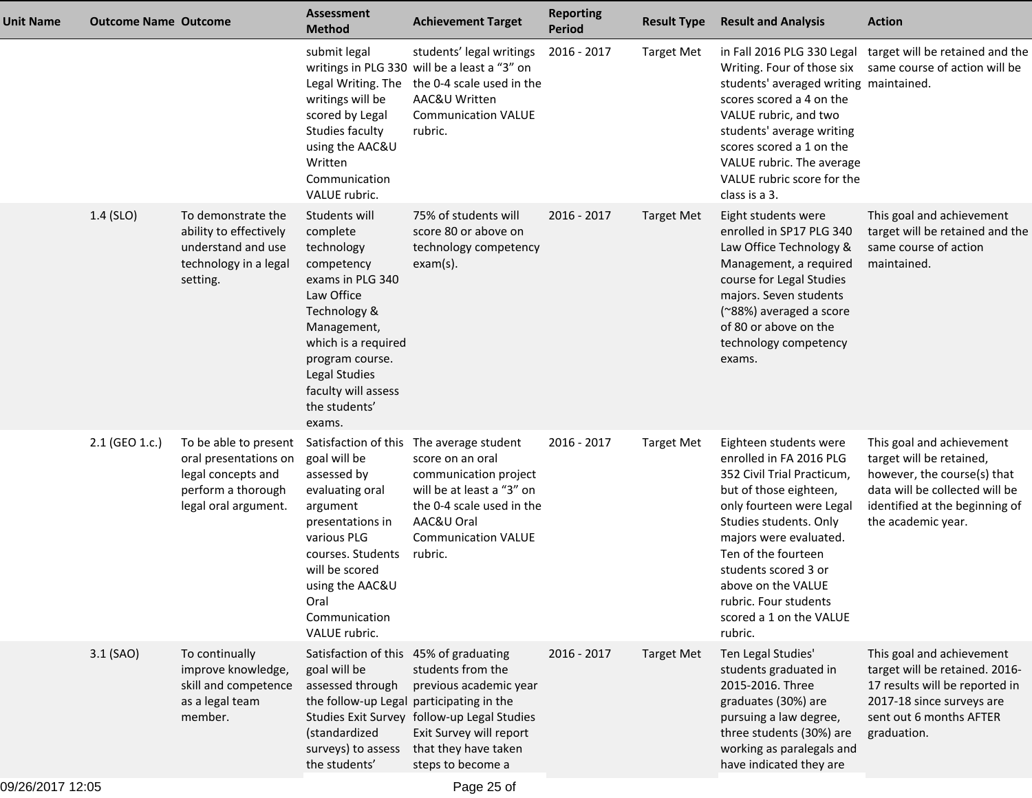| Unit Name | Outcome Name | Outcome | Assessment Method | Achievement Target | Reporting Period | Result Type | Result and Analysis | Action |
|---|---|---|---|---|---|---|---|---|
| | | | submit legal writings in PLG 330 Legal Writing. The writings will be scored by Legal Studies faculty using the AAC&U Written Communication VALUE rubric. | students' legal writings will be a least a "3" on the 0-4 scale used in the AAC&U Written Communication VALUE rubric. | 2016 - 2017 | Target Met | in Fall 2016 PLG 330 Legal Writing. Four of those six students' averaged writing scores scored a 4 on the VALUE rubric, and two students' average writing scores scored a 1 on the VALUE rubric. The average VALUE rubric score for the class is a 3. | target will be retained and the same course of action will be maintained. |
| | 1.4 (SLO) | To demonstrate the ability to effectively understand and use technology in a legal setting. | Students will complete technology competency exams in PLG 340 Law Office Technology & Management, which is a required program course. Legal Studies faculty will assess the students' exams. | 75% of students will score 80 or above on technology competency exam(s). | 2016 - 2017 | Target Met | Eight students were enrolled in SP17 PLG 340 Law Office Technology & Management, a required course for Legal Studies majors. Seven students (~88%) averaged a score of 80 or above on the technology competency exams. | This goal and achievement target will be retained and the same course of action maintained. |
| | 2.1 (GEO 1.c.) | To be able to present oral presentations on legal concepts and perform a thorough legal oral argument. | Satisfaction of this goal will be assessed by evaluating oral argument presentations in various PLG courses. Students will be scored using the AAC&U Oral Communication VALUE rubric. | The average student score on an oral communication project will be at least a "3" on the 0-4 scale used in the AAC&U Oral Communication VALUE rubric. | 2016 - 2017 | Target Met | Eighteen students were enrolled in FA 2016 PLG 352 Civil Trial Practicum, but of those eighteen, only fourteen were Legal Studies students. Only majors were evaluated. Ten of the fourteen students scored 3 or above on the VALUE rubric. Four students scored a 1 on the VALUE rubric. | This goal and achievement target will be retained, however, the course(s) that data will be collected will be identified at the beginning of the academic year. |
| | 3.1 (SAO) | To continually improve knowledge, skill and competence as a legal team member. | Satisfaction of this goal will be assessed through the follow-up Legal Studies Exit Survey (standardized surveys) to assess the students' | 45% of graduating students from the previous academic year participating in the follow-up Legal Studies Exit Survey will report that they have taken steps to become a | 2016 - 2017 | Target Met | Ten Legal Studies' students graduated in 2015-2016. Three graduates (30%) are pursuing a law degree, three students (30%) are working as paralegals and have indicated they are | This goal and achievement target will be retained. 2016-17 results will be reported in 2017-18 since surveys are sent out 6 months AFTER graduation. |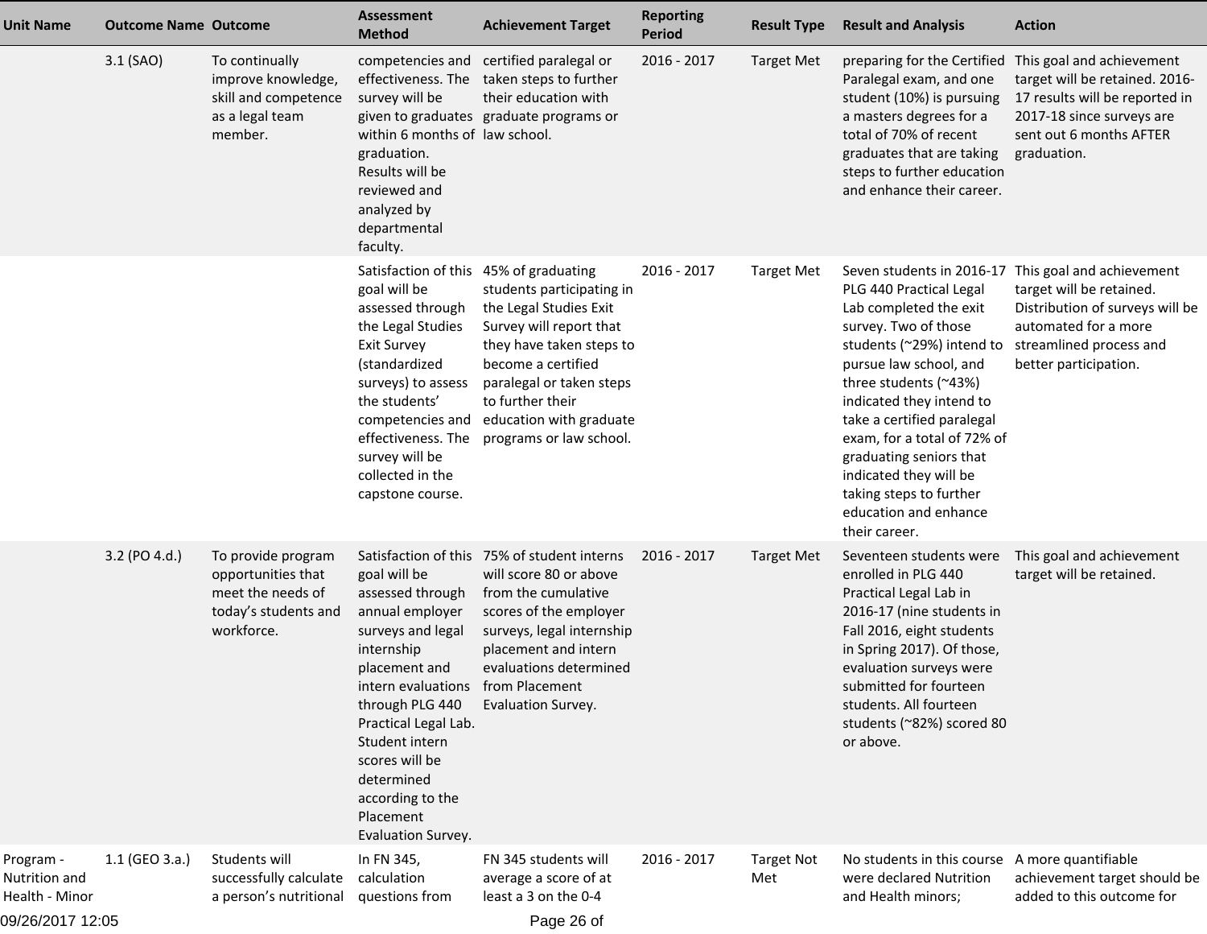| Unit Name | Outcome Name | Outcome | Assessment Method | Achievement Target | Reporting Period | Result Type | Result and Analysis | Action |
|---|---|---|---|---|---|---|---|---|
| | 3.1 (SAO) | To continually improve knowledge, skill and competence as a legal team member. | competencies and effectiveness. The survey will be given to graduates within 6 months of graduation. Results will be reviewed and analyzed by departmental faculty. | certified paralegal or taken steps to further their education with graduate programs or law school. | 2016 - 2017 | Target Met | preparing for the Certified Paralegal exam, and one student (10%) is pursuing a masters degrees for a total of 70% of recent graduates that are taking steps to further education and enhance their career. | This goal and achievement target will be retained. 2016-17 results will be reported in 2017-18 since surveys are sent out 6 months AFTER graduation. |
| | | | Satisfaction of this goal will be assessed through the Legal Studies Exit Survey (standardized surveys) to assess the students' competencies and effectiveness. The survey will be collected in the capstone course. | 45% of graduating students participating in the Legal Studies Exit Survey will report that they have taken steps to become a certified paralegal or taken steps to further their education with graduate programs or law school. | 2016 - 2017 | Target Met | Seven students in 2016-17 PLG 440 Practical Legal Lab completed the exit survey. Two of those students (~29%) intend to pursue law school, and three students (~43%) indicated they intend to take a certified paralegal exam, for a total of 72% of graduating seniors that indicated they will be taking steps to further education and enhance their career. | This goal and achievement target will be retained. Distribution of surveys will be automated for a more streamlined process and better participation. |
| | 3.2 (PO 4.d.) | To provide program opportunities that meet the needs of today's students and workforce. | Satisfaction of this goal will be assessed through annual employer surveys and legal internship placement and intern evaluations through PLG 440 Practical Legal Lab. Student intern scores will be determined according to the Placement Evaluation Survey. | 75% of student interns will score 80 or above from the cumulative scores of the employer surveys, legal internship placement and intern evaluations determined from Placement Evaluation Survey. | 2016 - 2017 | Target Met | Seventeen students were enrolled in PLG 440 Practical Legal Lab in 2016-17 (nine students in Fall 2016, eight students in Spring 2017). Of those, evaluation surveys were submitted for fourteen students. All fourteen students (~82%) scored 80 or above. | This goal and achievement target will be retained. |
| Program - Nutrition and Health - Minor | 1.1 (GEO 3.a.) | Students will successfully calculate a person's nutritional | In FN 345, calculation questions from | FN 345 students will average a score of at least a 3 on the 0-4 | 2016 - 2017 | Target Not Met | No students in this course were declared Nutrition and Health minors; | A more quantifiable achievement target should be added to this outcome for |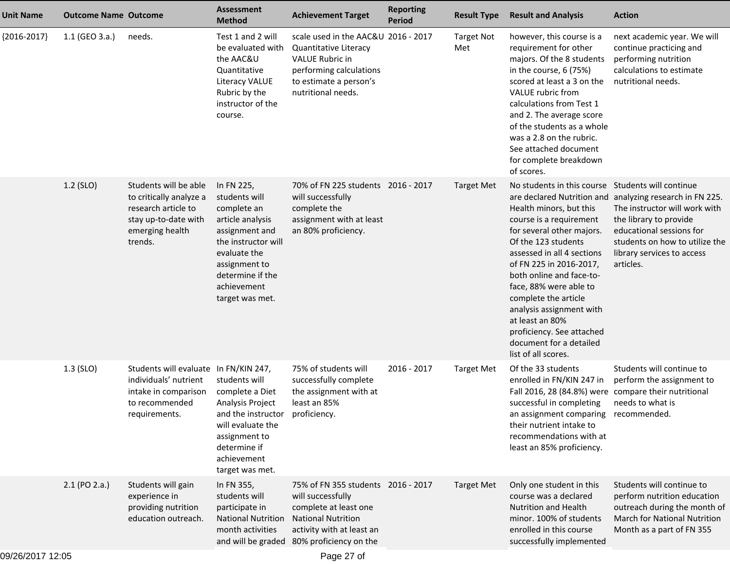| Unit Name | Outcome Name | Outcome | Assessment Method | Achievement Target | Reporting Period | Result Type | Result and Analysis | Action |
|---|---|---|---|---|---|---|---|---|
| {2016-2017} | 1.1 (GEO 3.a.) | needs. | Test 1 and 2 will be evaluated with the AAC&U Quantitative Literacy VALUE Rubric by the instructor of the course. | scale used in the AAC&U Quantitative Literacy VALUE Rubric in performing calculations to estimate a person's nutritional needs. | 2016 - 2017 | Target Not Met | however, this course is a requirement for other majors. Of the 8 students in the course, 6 (75%) scored at least a 3 on the VALUE rubric from calculations from Test 1 and 2. The average score of the students as a whole was a 2.8 on the rubric. See attached document for complete breakdown of scores. | next academic year. We will continue practicing and performing nutrition calculations to estimate nutritional needs. |
| | 1.2 (SLO) | Students will be able to critically analyze a research article to stay up-to-date with emerging health trends. | In FN 225, students will complete an article analysis assignment and the instructor will evaluate the assignment to determine if the achievement target was met. | 70% of FN 225 students will successfully complete the assignment with at least an 80% proficiency. | 2016 - 2017 | Target Met | No students in this course are declared Nutrition and Health minors, but this course is a requirement for several other majors. Of the 123 students assessed in all 4 sections of FN 225 in 2016-2017, both online and face-to-face, 88% were able to complete the article analysis assignment with at least an 80% proficiency. See attached document for a detailed list of all scores. | Students will continue analyzing research in FN 225. The instructor will work with the library to provide educational sessions for students on how to utilize the library services to access articles. |
| | 1.3 (SLO) | Students will evaluate individuals' nutrient intake in comparison to recommended requirements. | In FN/KIN 247, students will complete a Diet Analysis Project and the instructor will evaluate the assignment to determine if achievement target was met. | 75% of students will successfully complete the assignment with at least an 85% proficiency. | 2016 - 2017 | Target Met | Of the 33 students enrolled in FN/KIN 247 in Fall 2016, 28 (84.8%) were successful in completing an assignment comparing their nutrient intake to recommendations with at least an 85% proficiency. | Students will continue to perform the assignment to compare their nutritional needs to what is recommended. |
| | 2.1 (PO 2.a.) | Students will gain experience in providing nutrition education outreach. | In FN 355, students will participate in National Nutrition month activities and will be graded | 75% of FN 355 students will successfully complete at least one National Nutrition activity with at least an 80% proficiency on the | 2016 - 2017 | Target Met | Only one student in this course was a declared Nutrition and Health minor. 100% of students enrolled in this course successfully implemented | Students will continue to perform nutrition education outreach during the month of March for National Nutrition Month as a part of FN 355 |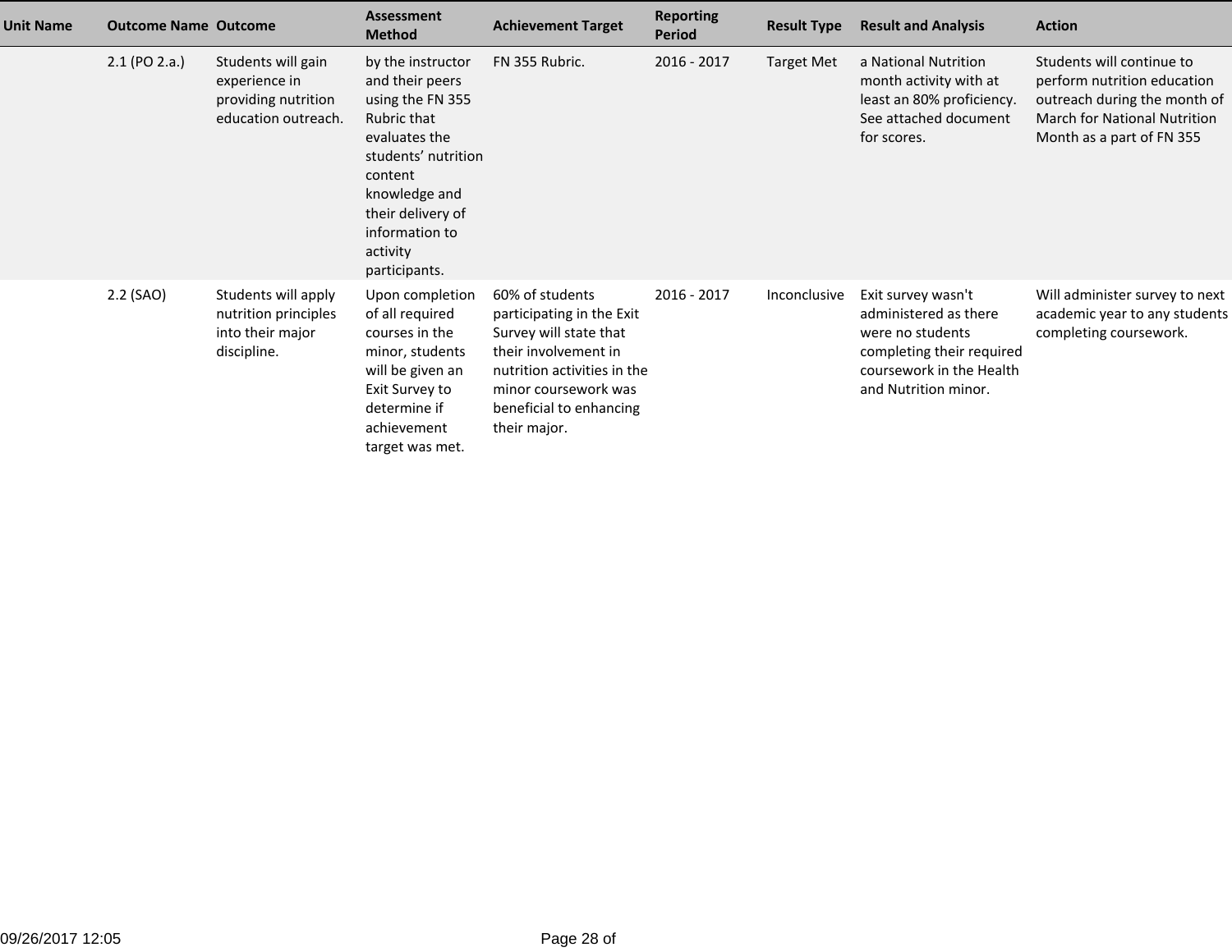| Unit Name | Outcome Name | Outcome | Assessment Method | Achievement Target | Reporting Period | Result Type | Result and Analysis | Action |
|---|---|---|---|---|---|---|---|---|
| | 2.1 (PO 2.a.) | Students will gain experience in providing nutrition education outreach. | by the instructor and their peers using the FN 355 Rubric that evaluates the students' nutrition content knowledge and their delivery of information to activity participants. | FN 355 Rubric. | 2016 - 2017 | Target Met | a National Nutrition month activity with at least an 80% proficiency. See attached document for scores. | Students will continue to perform nutrition education outreach during the month of March for National Nutrition Month as a part of FN 355 |
| | 2.2 (SAO) | Students will apply nutrition principles into their major discipline. | Upon completion of all required courses in the minor, students will be given an Exit Survey to determine if achievement target was met. | 60% of students participating in the Exit Survey will state that their involvement in nutrition activities in the minor coursework was beneficial to enhancing their major. | 2016 - 2017 | Inconclusive | Exit survey wasn't administered as there were no students completing their required coursework in the Health and Nutrition minor. | Will administer survey to next academic year to any students completing coursework. |